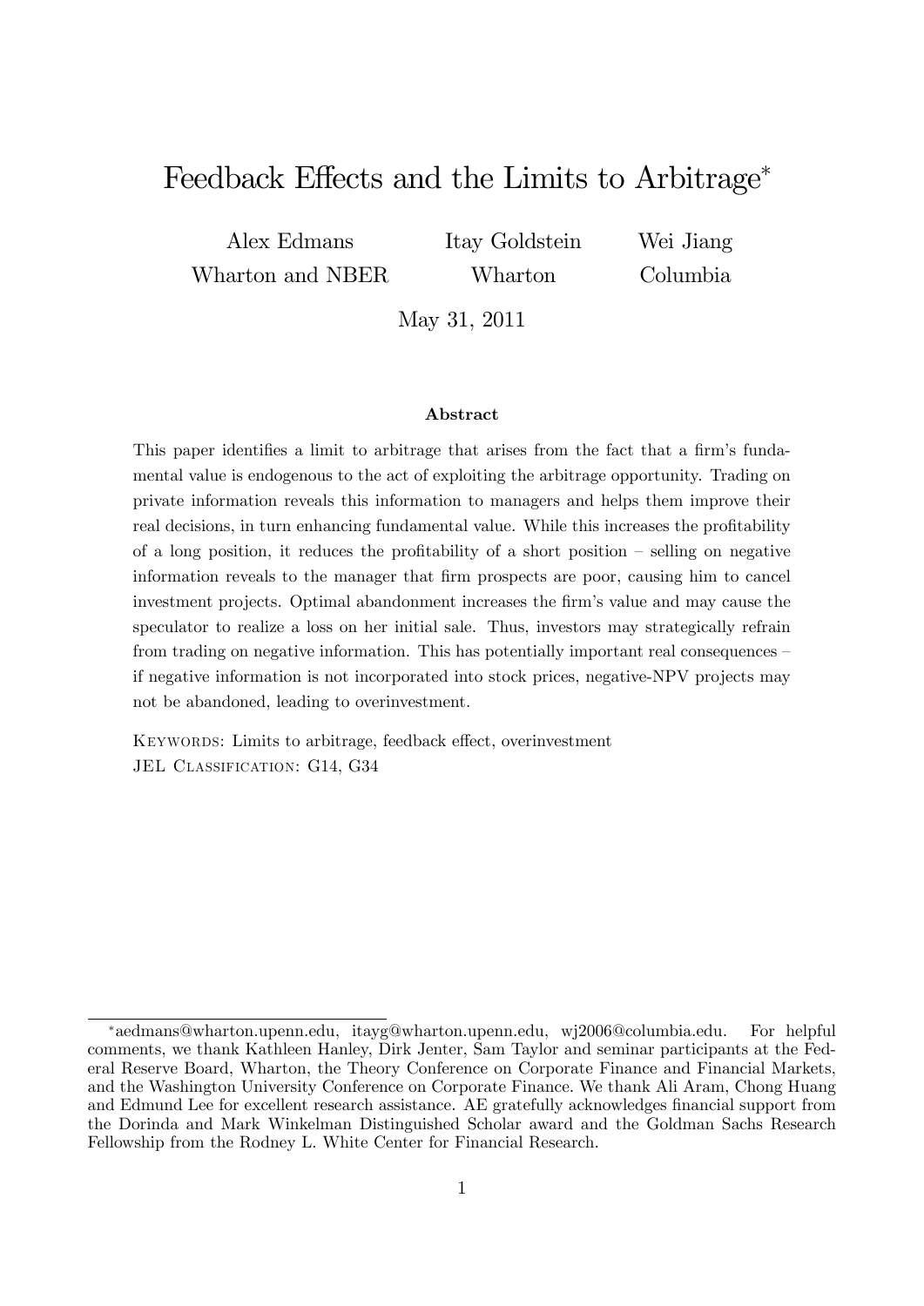# Feedback Effects and the Limits to Arbitrage[*]

Alex Edmans
Wharton and NBER

Itay Goldstein
Wharton

Wei Jiang
Columbia

May 31, 2011

## Abstract

This paper identifies a limit to arbitrage that arises from the fact that a firm's fundamental value is endogenous to the act of exploiting the arbitrage opportunity. Trading on private information reveals this information to managers and helps them improve their real decisions, in turn enhancing fundamental value. While this increases the profitability of a long position, it reduces the profitability of a short position – selling on negative information reveals to the manager that firm prospects are poor, causing him to cancel investment projects. Optimal abandonment increases the firm's value and may cause the speculator to realize a loss on her initial sale. Thus, investors may strategically refrain from trading on negative information. This has potentially important real consequences – if negative information is not incorporated into stock prices, negative-NPV projects may not be abandoned, leading to overinvestment.

Keywords: Limits to arbitrage, feedback effect, overinvestment
JEL Classification: G14, G34

---

[*] aedmans@wharton.upenn.edu, itayg@wharton.upenn.edu, wj2006@columbia.edu. For helpful comments, we thank Kathleen Hanley, Dirk Jenter, Sam Taylor and seminar participants at the Federal Reserve Board, Wharton, the Theory Conference on Corporate Finance and Financial Markets, and the Washington University Conference on Corporate Finance. We thank Ali Aram, Chong Huang and Edmund Lee for excellent research assistance. AE gratefully acknowledges financial support from the Dorinda and Mark Winkelman Distinguished Scholar award and the Goldman Sachs Research Fellowship from the Rodney L. White Center for Financial Research.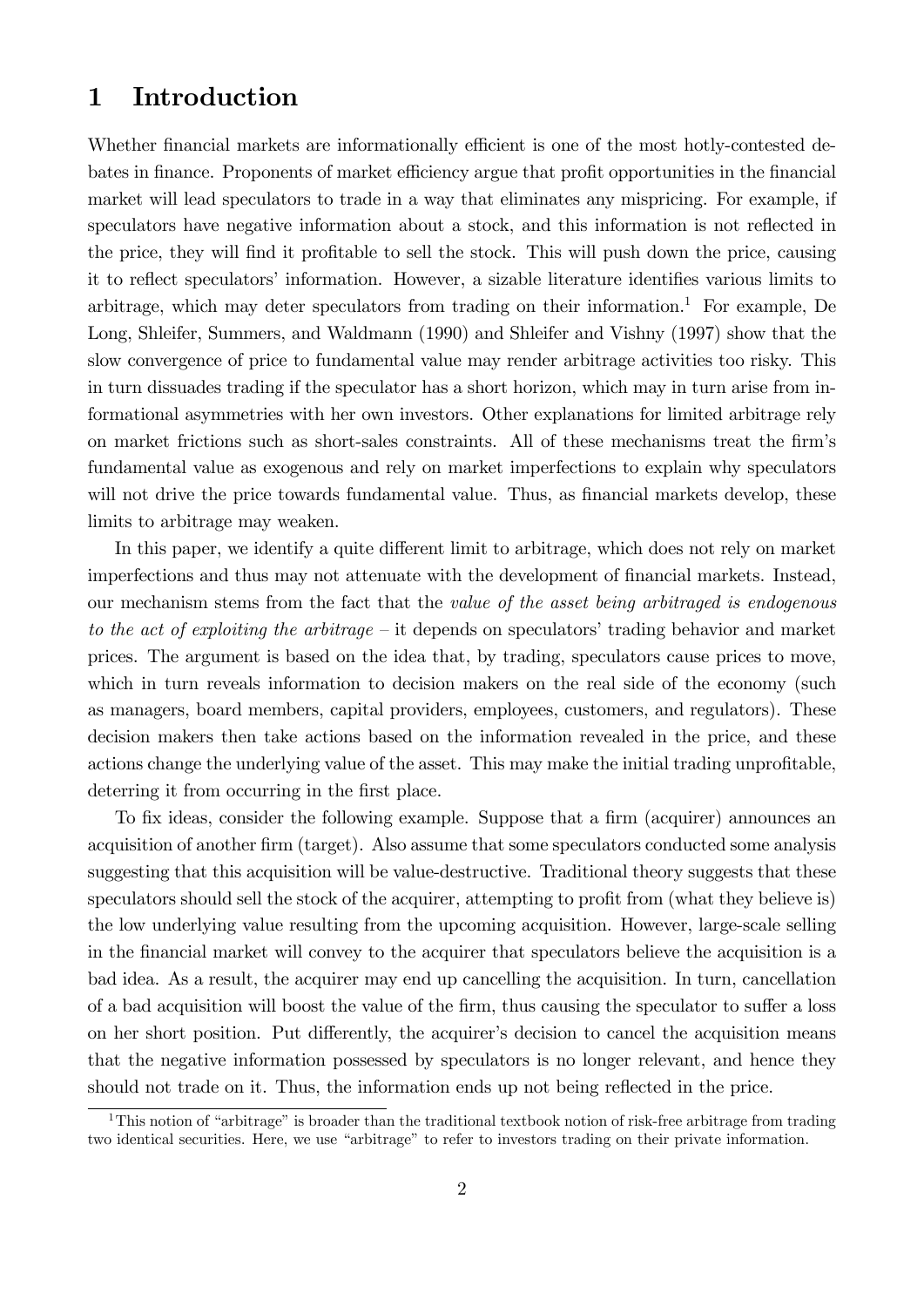# 1 Introduction

Whether financial markets are informationally efficient is one of the most hotly-contested debates in finance. Proponents of market efficiency argue that profit opportunities in the financial market will lead speculators to trade in a way that eliminates any mispricing. For example, if speculators have negative information about a stock, and this information is not reflected in the price, they will find it profitable to sell the stock. This will push down the price, causing it to reflect speculators' information. However, a sizable literature identifies various limits to arbitrage, which may deter speculators from trading on their information.[1] For example, De Long, Shleifer, Summers, and Waldmann (1990) and Shleifer and Vishny (1997) show that the slow convergence of price to fundamental value may render arbitrage activities too risky. This in turn dissuades trading if the speculator has a short horizon, which may in turn arise from informational asymmetries with her own investors. Other explanations for limited arbitrage rely on market frictions such as short-sales constraints. All of these mechanisms treat the firm's fundamental value as exogenous and rely on market imperfections to explain why speculators will not drive the price towards fundamental value. Thus, as financial markets develop, these limits to arbitrage may weaken.

In this paper, we identify a quite different limit to arbitrage, which does not rely on market imperfections and thus may not attenuate with the development of financial markets. Instead, our mechanism stems from the fact that the *value of the asset being arbitraged is endogenous to the act of exploiting the arbitrage* – it depends on speculators' trading behavior and market prices. The argument is based on the idea that, by trading, speculators cause prices to move, which in turn reveals information to decision makers on the real side of the economy (such as managers, board members, capital providers, employees, customers, and regulators). These decision makers then take actions based on the information revealed in the price, and these actions change the underlying value of the asset. This may make the initial trading unprofitable, deterring it from occurring in the first place.

To fix ideas, consider the following example. Suppose that a firm (acquirer) announces an acquisition of another firm (target). Also assume that some speculators conducted some analysis suggesting that this acquisition will be value-destructive. Traditional theory suggests that these speculators should sell the stock of the acquirer, attempting to profit from (what they believe is) the low underlying value resulting from the upcoming acquisition. However, large-scale selling in the financial market will convey to the acquirer that speculators believe the acquisition is a bad idea. As a result, the acquirer may end up cancelling the acquisition. In turn, cancellation of a bad acquisition will boost the value of the firm, thus causing the speculator to suffer a loss on her short position. Put differently, the acquirer's decision to cancel the acquisition means that the negative information possessed by speculators is no longer relevant, and hence they should not trade on it. Thus, the information ends up not being reflected in the price.

[1] This notion of "arbitrage" is broader than the traditional textbook notion of risk-free arbitrage from trading two identical securities. Here, we use "arbitrage" to refer to investors trading on their private information.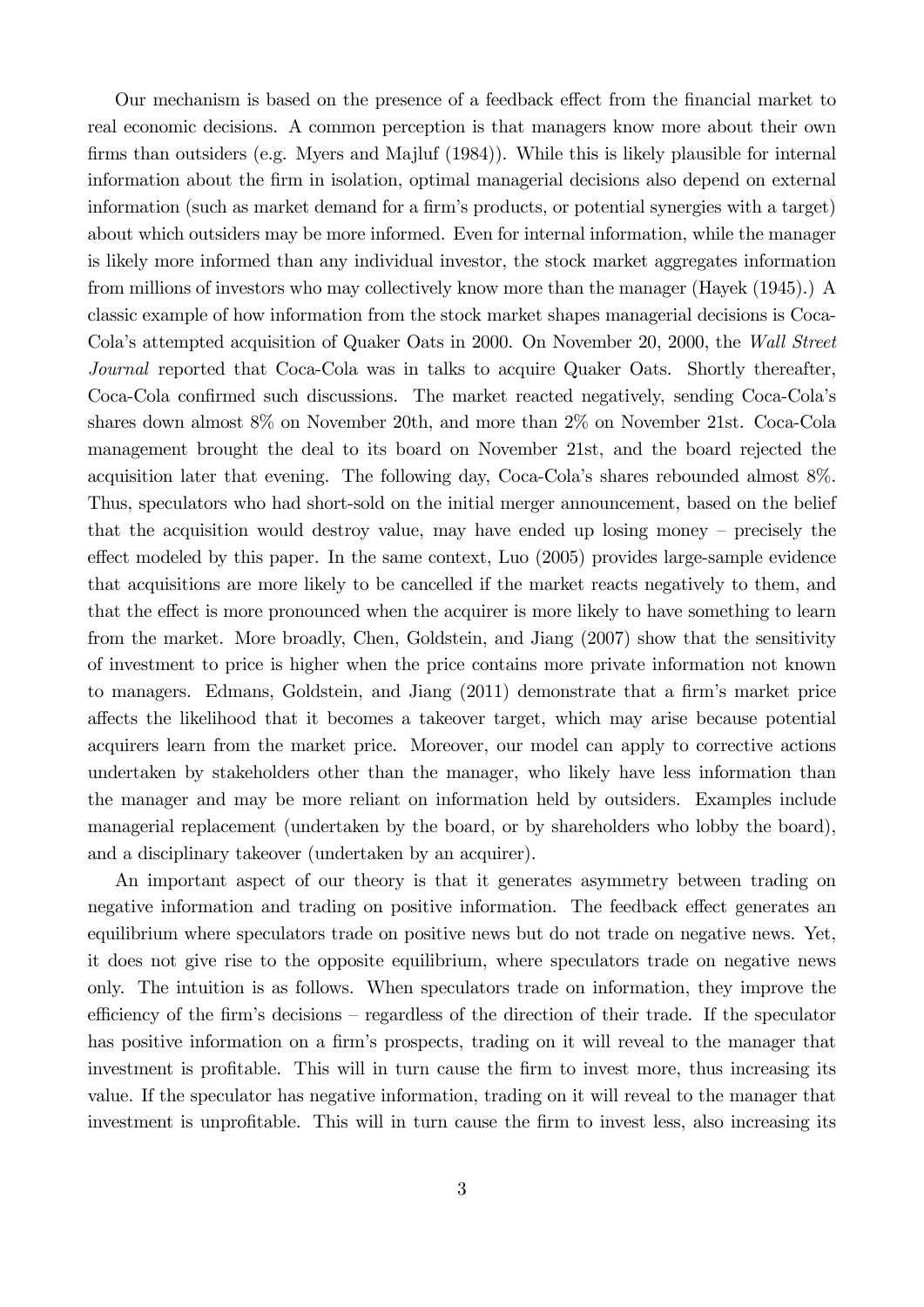Our mechanism is based on the presence of a feedback effect from the financial market to real economic decisions. A common perception is that managers know more about their own firms than outsiders (e.g. Myers and Majluf (1984)). While this is likely plausible for internal information about the firm in isolation, optimal managerial decisions also depend on external information (such as market demand for a firm's products, or potential synergies with a target) about which outsiders may be more informed. Even for internal information, while the manager is likely more informed than any individual investor, the stock market aggregates information from millions of investors who may collectively know more than the manager (Hayek (1945).) A classic example of how information from the stock market shapes managerial decisions is Coca-Cola's attempted acquisition of Quaker Oats in 2000. On November 20, 2000, the *Wall Street Journal* reported that Coca-Cola was in talks to acquire Quaker Oats. Shortly thereafter, Coca-Cola confirmed such discussions. The market reacted negatively, sending Coca-Cola's shares down almost 8% on November 20th, and more than 2% on November 21st. Coca-Cola management brought the deal to its board on November 21st, and the board rejected the acquisition later that evening. The following day, Coca-Cola's shares rebounded almost 8%. Thus, speculators who had short-sold on the initial merger announcement, based on the belief that the acquisition would destroy value, may have ended up losing money – precisely the effect modeled by this paper. In the same context, Luo (2005) provides large-sample evidence that acquisitions are more likely to be cancelled if the market reacts negatively to them, and that the effect is more pronounced when the acquirer is more likely to have something to learn from the market. More broadly, Chen, Goldstein, and Jiang (2007) show that the sensitivity of investment to price is higher when the price contains more private information not known to managers. Edmans, Goldstein, and Jiang (2011) demonstrate that a firm's market price affects the likelihood that it becomes a takeover target, which may arise because potential acquirers learn from the market price. Moreover, our model can apply to corrective actions undertaken by stakeholders other than the manager, who likely have less information than the manager and may be more reliant on information held by outsiders. Examples include managerial replacement (undertaken by the board, or by shareholders who lobby the board), and a disciplinary takeover (undertaken by an acquirer).

An important aspect of our theory is that it generates asymmetry between trading on negative information and trading on positive information. The feedback effect generates an equilibrium where speculators trade on positive news but do not trade on negative news. Yet, it does not give rise to the opposite equilibrium, where speculators trade on negative news only. The intuition is as follows. When speculators trade on information, they improve the efficiency of the firm's decisions – regardless of the direction of their trade. If the speculator has positive information on a firm's prospects, trading on it will reveal to the manager that investment is profitable. This will in turn cause the firm to invest more, thus increasing its value. If the speculator has negative information, trading on it will reveal to the manager that investment is unprofitable. This will in turn cause the firm to invest less, also increasing its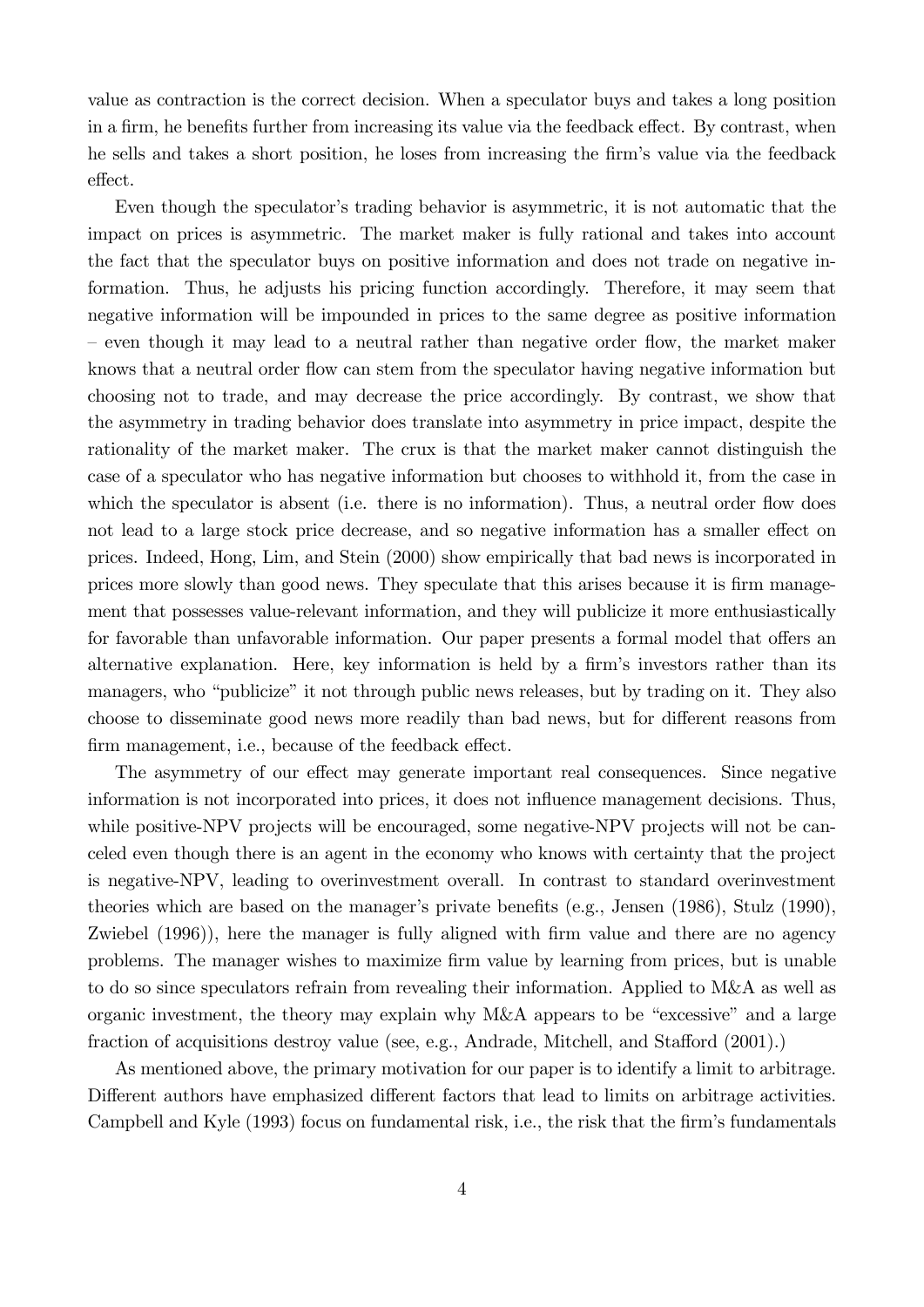value as contraction is the correct decision. When a speculator buys and takes a long position in a firm, he benefits further from increasing its value via the feedback effect. By contrast, when he sells and takes a short position, he loses from increasing the firm's value via the feedback effect.

Even though the speculator's trading behavior is asymmetric, it is not automatic that the impact on prices is asymmetric. The market maker is fully rational and takes into account the fact that the speculator buys on positive information and does not trade on negative information. Thus, he adjusts his pricing function accordingly. Therefore, it may seem that negative information will be impounded in prices to the same degree as positive information – even though it may lead to a neutral rather than negative order flow, the market maker knows that a neutral order flow can stem from the speculator having negative information but choosing not to trade, and may decrease the price accordingly. By contrast, we show that the asymmetry in trading behavior does translate into asymmetry in price impact, despite the rationality of the market maker. The crux is that the market maker cannot distinguish the case of a speculator who has negative information but chooses to withhold it, from the case in which the speculator is absent (i.e. there is no information). Thus, a neutral order flow does not lead to a large stock price decrease, and so negative information has a smaller effect on prices. Indeed, Hong, Lim, and Stein (2000) show empirically that bad news is incorporated in prices more slowly than good news. They speculate that this arises because it is firm management that possesses value-relevant information, and they will publicize it more enthusiastically for favorable than unfavorable information. Our paper presents a formal model that offers an alternative explanation. Here, key information is held by a firm's investors rather than its managers, who "publicize" it not through public news releases, but by trading on it. They also choose to disseminate good news more readily than bad news, but for different reasons from firm management, i.e., because of the feedback effect.

The asymmetry of our effect may generate important real consequences. Since negative information is not incorporated into prices, it does not influence management decisions. Thus, while positive-NPV projects will be encouraged, some negative-NPV projects will not be canceled even though there is an agent in the economy who knows with certainty that the project is negative-NPV, leading to overinvestment overall. In contrast to standard overinvestment theories which are based on the manager's private benefits (e.g., Jensen (1986), Stulz (1990), Zwiebel (1996)), here the manager is fully aligned with firm value and there are no agency problems. The manager wishes to maximize firm value by learning from prices, but is unable to do so since speculators refrain from revealing their information. Applied to M&A as well as organic investment, the theory may explain why M&A appears to be "excessive" and a large fraction of acquisitions destroy value (see, e.g., Andrade, Mitchell, and Stafford (2001).)

As mentioned above, the primary motivation for our paper is to identify a limit to arbitrage. Different authors have emphasized different factors that lead to limits on arbitrage activities. Campbell and Kyle (1993) focus on fundamental risk, i.e., the risk that the firm's fundamentals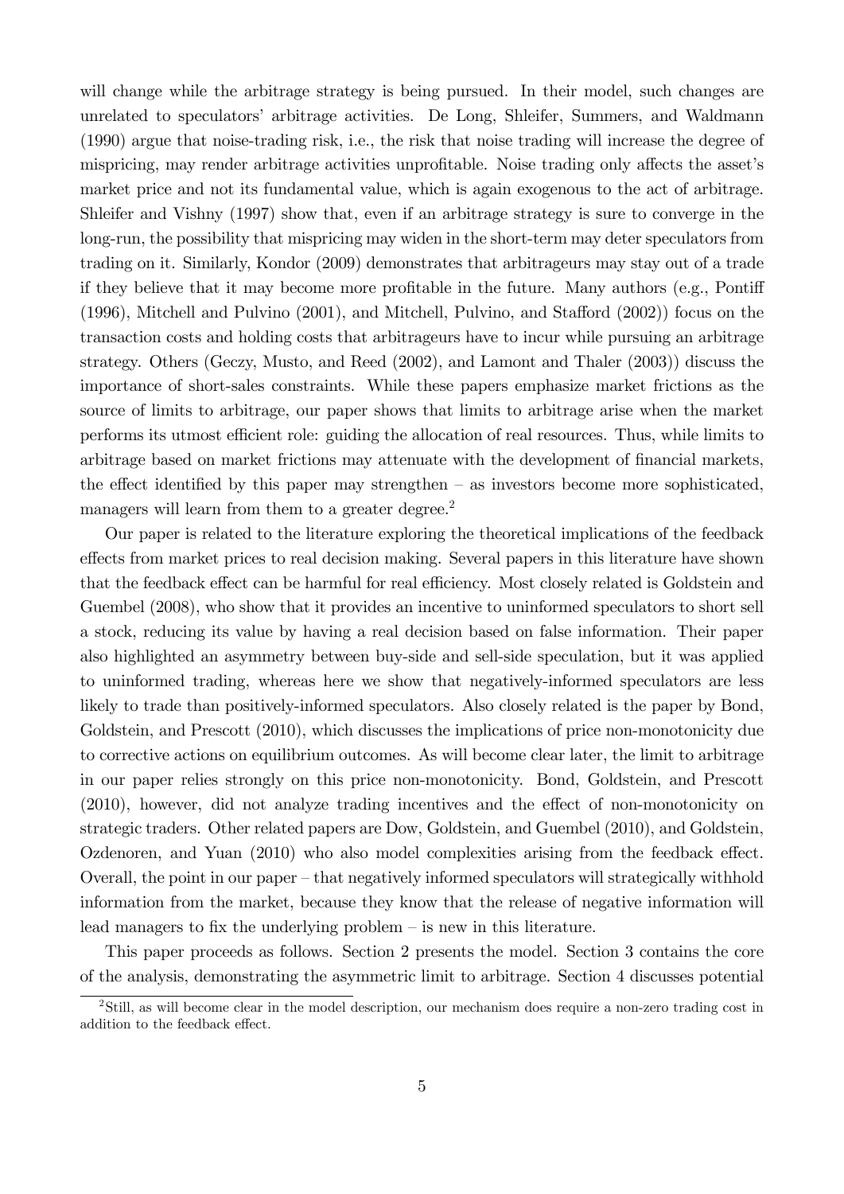will change while the arbitrage strategy is being pursued. In their model, such changes are unrelated to speculators' arbitrage activities. De Long, Shleifer, Summers, and Waldmann (1990) argue that noise-trading risk, i.e., the risk that noise trading will increase the degree of mispricing, may render arbitrage activities unprofitable. Noise trading only affects the asset's market price and not its fundamental value, which is again exogenous to the act of arbitrage. Shleifer and Vishny (1997) show that, even if an arbitrage strategy is sure to converge in the long-run, the possibility that mispricing may widen in the short-term may deter speculators from trading on it. Similarly, Kondor (2009) demonstrates that arbitrageurs may stay out of a trade if they believe that it may become more profitable in the future. Many authors (e.g., Pontiff (1996), Mitchell and Pulvino (2001), and Mitchell, Pulvino, and Stafford (2002)) focus on the transaction costs and holding costs that arbitrageurs have to incur while pursuing an arbitrage strategy. Others (Geczy, Musto, and Reed (2002), and Lamont and Thaler (2003)) discuss the importance of short-sales constraints. While these papers emphasize market frictions as the source of limits to arbitrage, our paper shows that limits to arbitrage arise when the market performs its utmost efficient role: guiding the allocation of real resources. Thus, while limits to arbitrage based on market frictions may attenuate with the development of financial markets, the effect identified by this paper may strengthen – as investors become more sophisticated, managers will learn from them to a greater degree.[2]

Our paper is related to the literature exploring the theoretical implications of the feedback effects from market prices to real decision making. Several papers in this literature have shown that the feedback effect can be harmful for real efficiency. Most closely related is Goldstein and Guembel (2008), who show that it provides an incentive to uninformed speculators to short sell a stock, reducing its value by having a real decision based on false information. Their paper also highlighted an asymmetry between buy-side and sell-side speculation, but it was applied to uninformed trading, whereas here we show that negatively-informed speculators are less likely to trade than positively-informed speculators. Also closely related is the paper by Bond, Goldstein, and Prescott (2010), which discusses the implications of price non-monotonicity due to corrective actions on equilibrium outcomes. As will become clear later, the limit to arbitrage in our paper relies strongly on this price non-monotonicity. Bond, Goldstein, and Prescott (2010), however, did not analyze trading incentives and the effect of non-monotonicity on strategic traders. Other related papers are Dow, Goldstein, and Guembel (2010), and Goldstein, Ozdenoren, and Yuan (2010) who also model complexities arising from the feedback effect. Overall, the point in our paper – that negatively informed speculators will strategically withhold information from the market, because they know that the release of negative information will lead managers to fix the underlying problem – is new in this literature.

This paper proceeds as follows. Section 2 presents the model. Section 3 contains the core of the analysis, demonstrating the asymmetric limit to arbitrage. Section 4 discusses potential

[2] Still, as will become clear in the model description, our mechanism does require a non-zero trading cost in addition to the feedback effect.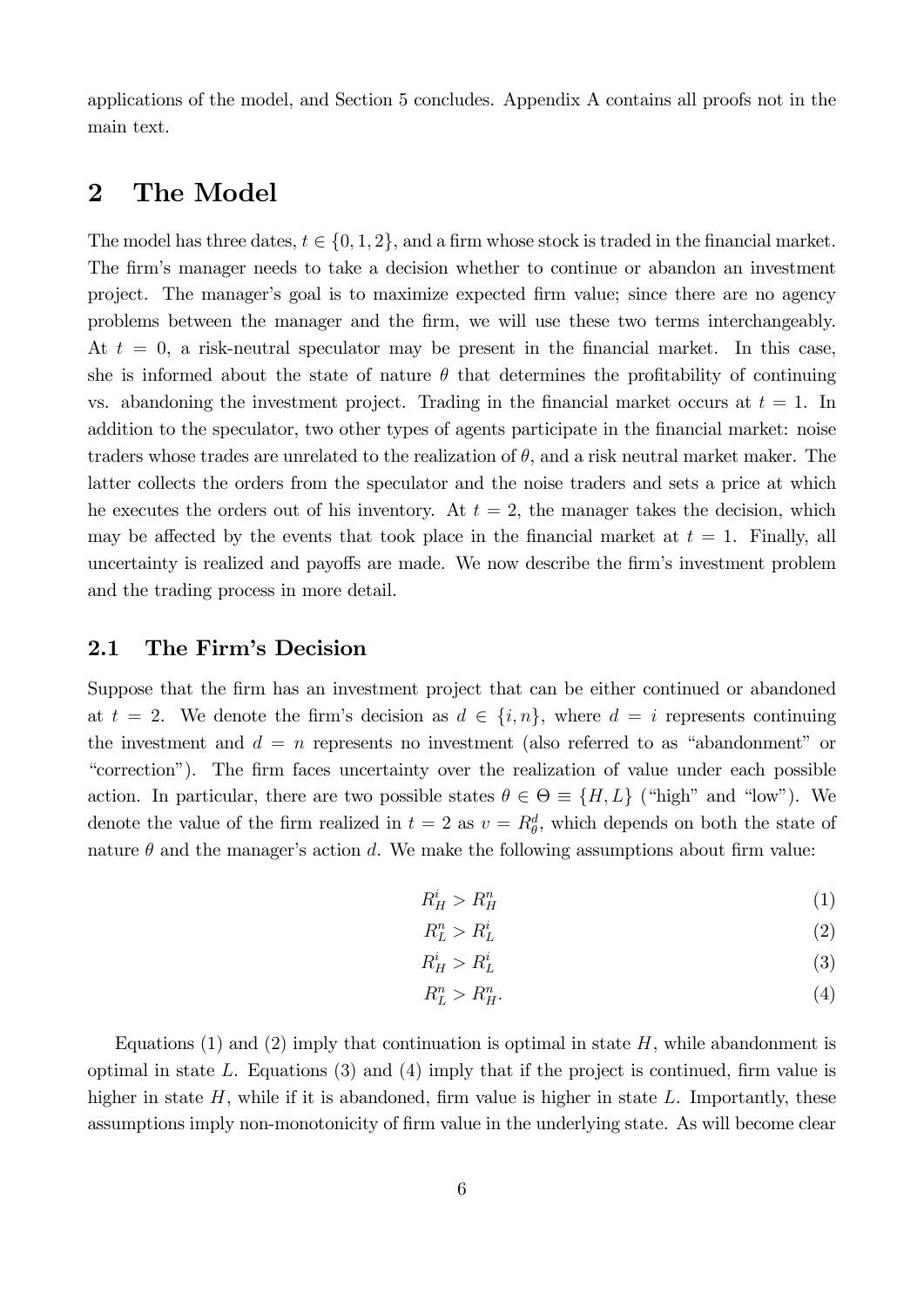applications of the model, and Section 5 concludes. Appendix A contains all proofs not in the main text.

## 2 The Model

The model has three dates, $t \in \{0, 1, 2\}$, and a firm whose stock is traded in the financial market. The firm's manager needs to take a decision whether to continue or abandon an investment project. The manager's goal is to maximize expected firm value; since there are no agency problems between the manager and the firm, we will use these two terms interchangeably. At $t = 0$, a risk-neutral speculator may be present in the financial market. In this case, she is informed about the state of nature $\theta$ that determines the profitability of continuing vs. abandoning the investment project. Trading in the financial market occurs at $t = 1$. In addition to the speculator, two other types of agents participate in the financial market: noise traders whose trades are unrelated to the realization of $\theta$, and a risk neutral market maker. The latter collects the orders from the speculator and the noise traders and sets a price at which he executes the orders out of his inventory. At $t = 2$, the manager takes the decision, which may be affected by the events that took place in the financial market at $t = 1$. Finally, all uncertainty is realized and payoffs are made. We now describe the firm's investment problem and the trading process in more detail.

### 2.1 The Firm's Decision

Suppose that the firm has an investment project that can be either continued or abandoned at $t = 2$. We denote the firm's decision as $d \in \{i, n\}$, where $d = i$ represents continuing the investment and $d = n$ represents no investment (also referred to as "abandonment" or "correction"). The firm faces uncertainty over the realization of value under each possible action. In particular, there are two possible states $\theta \in \Theta \equiv \{H, L\}$ ("high" and "low"). We denote the value of the firm realized in $t = 2$ as $v = R_\theta^d$, which depends on both the state of nature $\theta$ and the manager's action $d$. We make the following assumptions about firm value:

$$R_H^i > R_H^n \tag{1}$$

$$R_L^n > R_L^i \tag{2}$$

$$R_H^i > R_L^i \tag{3}$$

$$R_L^n > R_H^n. \tag{4}$$

Equations (1) and (2) imply that continuation is optimal in state $H$, while abandonment is optimal in state $L$. Equations (3) and (4) imply that if the project is continued, firm value is higher in state $H$, while if it is abandoned, firm value is higher in state $L$. Importantly, these assumptions imply non-monotonicity of firm value in the underlying state. As will become clear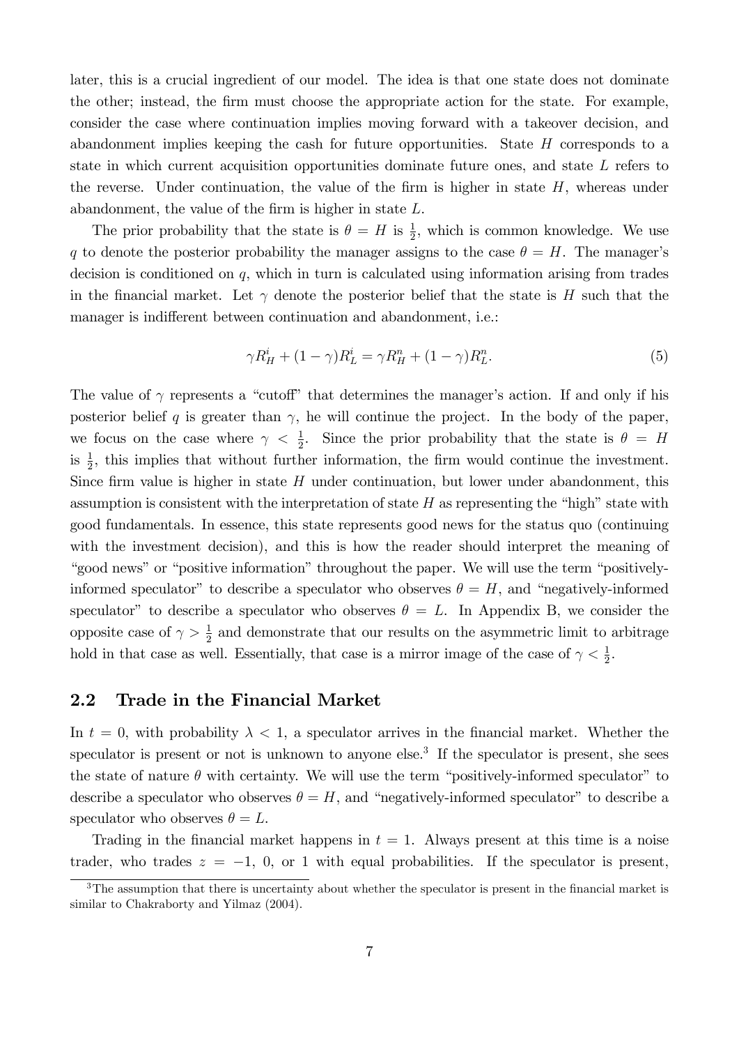later, this is a crucial ingredient of our model. The idea is that one state does not dominate the other; instead, the firm must choose the appropriate action for the state. For example, consider the case where continuation implies moving forward with a takeover decision, and abandonment implies keeping the cash for future opportunities. State $H$ corresponds to a state in which current acquisition opportunities dominate future ones, and state $L$ refers to the reverse. Under continuation, the value of the firm is higher in state $H$, whereas under abandonment, the value of the firm is higher in state $L$.

The prior probability that the state is $\theta = H$ is $\frac{1}{2}$, which is common knowledge. We use $q$ to denote the posterior probability the manager assigns to the case $\theta = H$. The manager's decision is conditioned on $q$, which in turn is calculated using information arising from trades in the financial market. Let $\gamma$ denote the posterior belief that the state is $H$ such that the manager is indifferent between continuation and abandonment, i.e.:

$$\gamma R_H^i + (1 - \gamma) R_L^i = \gamma R_H^n + (1 - \gamma) R_L^n. \tag{5}$$

The value of $\gamma$ represents a "cutoff" that determines the manager's action. If and only if his posterior belief $q$ is greater than $\gamma$, he will continue the project. In the body of the paper, we focus on the case where $\gamma < \frac{1}{2}$. Since the prior probability that the state is $\theta = H$ is $\frac{1}{2}$, this implies that without further information, the firm would continue the investment. Since firm value is higher in state $H$ under continuation, but lower under abandonment, this assumption is consistent with the interpretation of state $H$ as representing the "high" state with good fundamentals. In essence, this state represents good news for the status quo (continuing with the investment decision), and this is how the reader should interpret the meaning of "good news" or "positive information" throughout the paper. We will use the term "positively-informed speculator" to describe a speculator who observes $\theta = H$, and "negatively-informed speculator" to describe a speculator who observes $\theta = L$. In Appendix B, we consider the opposite case of $\gamma > \frac{1}{2}$ and demonstrate that our results on the asymmetric limit to arbitrage hold in that case as well. Essentially, that case is a mirror image of the case of $\gamma < \frac{1}{2}$.

## 2.2 Trade in the Financial Market

In $t = 0$, with probability $\lambda < 1$, a speculator arrives in the financial market. Whether the speculator is present or not is unknown to anyone else.[3] If the speculator is present, she sees the state of nature $\theta$ with certainty. We will use the term "positively-informed speculator" to describe a speculator who observes $\theta = H$, and "negatively-informed speculator" to describe a speculator who observes $\theta = L$.

Trading in the financial market happens in $t = 1$. Always present at this time is a noise trader, who trades $z = -1$, 0, or 1 with equal probabilities. If the speculator is present,

[3] The assumption that there is uncertainty about whether the speculator is present in the financial market is similar to Chakraborty and Yilmaz (2004).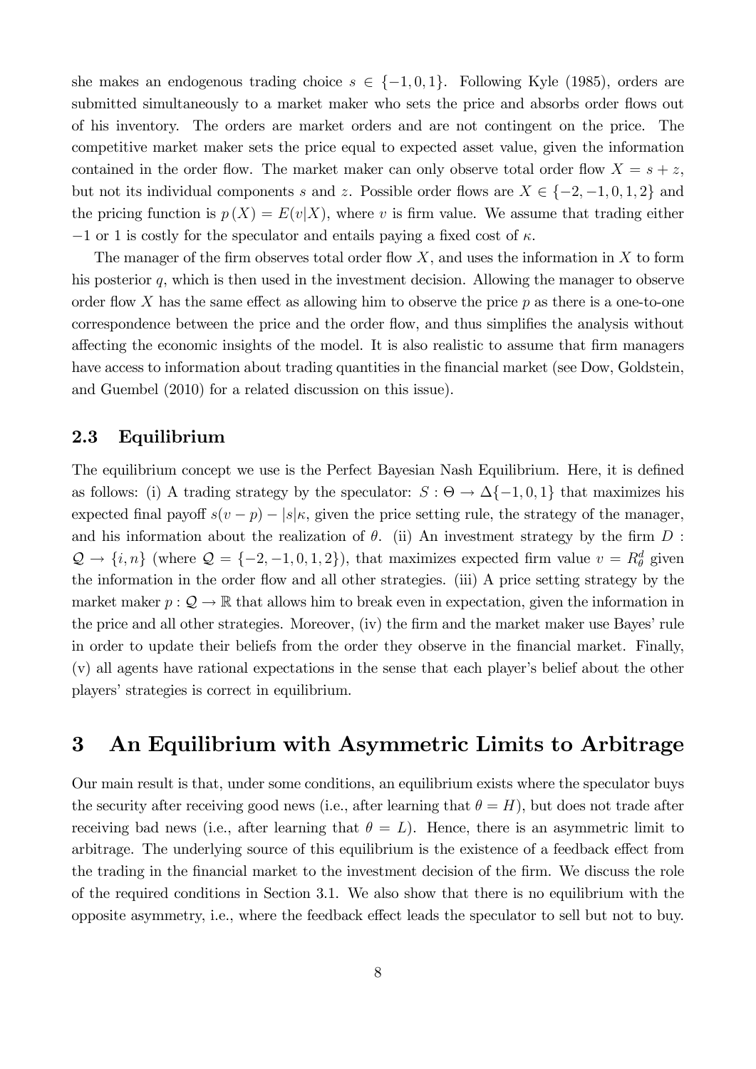she makes an endogenous trading choice $s \in \{-1, 0, 1\}$. Following Kyle (1985), orders are submitted simultaneously to a market maker who sets the price and absorbs order flows out of his inventory. The orders are market orders and are not contingent on the price. The competitive market maker sets the price equal to expected asset value, given the information contained in the order flow. The market maker can only observe total order flow $X = s + z$, but not its individual components $s$ and $z$. Possible order flows are $X \in \{-2, -1, 0, 1, 2\}$ and the pricing function is $p(X) = E(v|X)$, where $v$ is firm value. We assume that trading either $-1$ or 1 is costly for the speculator and entails paying a fixed cost of $\kappa$.

The manager of the firm observes total order flow $X$, and uses the information in $X$ to form his posterior $q$, which is then used in the investment decision. Allowing the manager to observe order flow $X$ has the same effect as allowing him to observe the price $p$ as there is a one-to-one correspondence between the price and the order flow, and thus simplifies the analysis without affecting the economic insights of the model. It is also realistic to assume that firm managers have access to information about trading quantities in the financial market (see Dow, Goldstein, and Guembel (2010) for a related discussion on this issue).

### 2.3 Equilibrium

The equilibrium concept we use is the Perfect Bayesian Nash Equilibrium. Here, it is defined as follows: (i) A trading strategy by the speculator: $S : \Theta \to \Delta\{-1, 0, 1\}$ that maximizes his expected final payoff $s(v - p) - |s|\kappa$, given the price setting rule, the strategy of the manager, and his information about the realization of $\theta$. (ii) An investment strategy by the firm $D : \mathcal{Q} \to \{i, n\}$ (where $\mathcal{Q} = \{-2, -1, 0, 1, 2\}$), that maximizes expected firm value $v = R_\theta^d$ given the information in the order flow and all other strategies. (iii) A price setting strategy by the market maker $p : \mathcal{Q} \to \mathbb{R}$ that allows him to break even in expectation, given the information in the price and all other strategies. Moreover, (iv) the firm and the market maker use Bayes' rule in order to update their beliefs from the order they observe in the financial market. Finally, (v) all agents have rational expectations in the sense that each player's belief about the other players' strategies is correct in equilibrium.

## 3 An Equilibrium with Asymmetric Limits to Arbitrage

Our main result is that, under some conditions, an equilibrium exists where the speculator buys the security after receiving good news (i.e., after learning that $\theta = H$), but does not trade after receiving bad news (i.e., after learning that $\theta = L$). Hence, there is an asymmetric limit to arbitrage. The underlying source of this equilibrium is the existence of a feedback effect from the trading in the financial market to the investment decision of the firm. We discuss the role of the required conditions in Section 3.1. We also show that there is no equilibrium with the opposite asymmetry, i.e., where the feedback effect leads the speculator to sell but not to buy.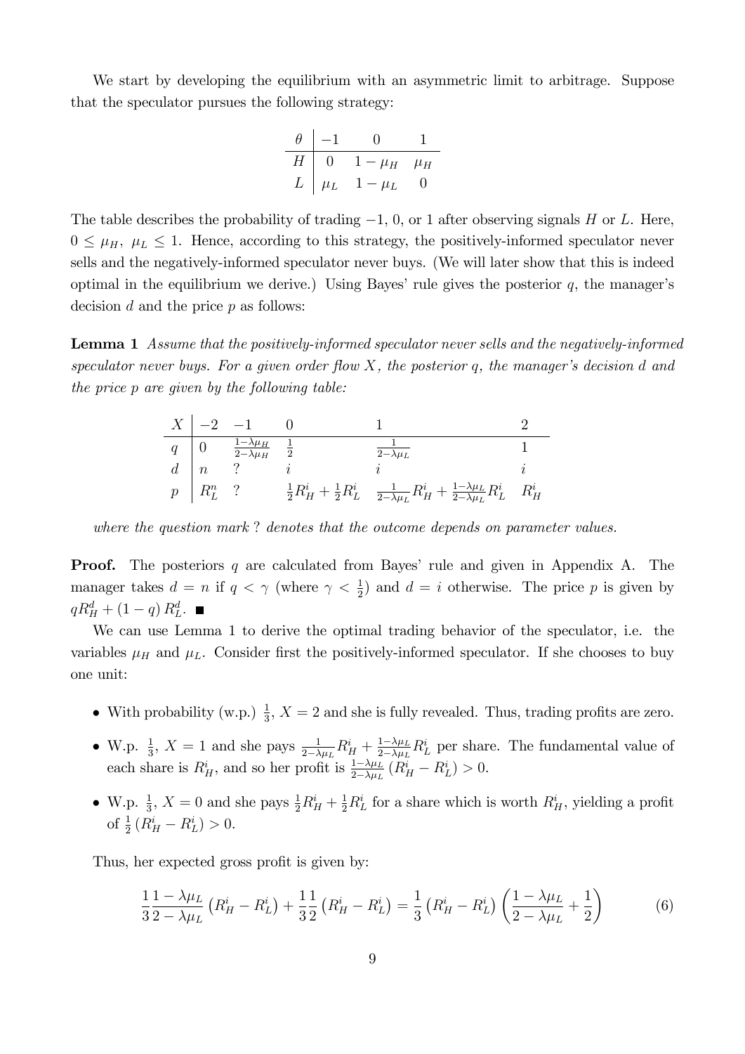We start by developing the equilibrium with an asymmetric limit to arbitrage. Suppose that the speculator pursues the following strategy:

| $\theta$ | $-1$ | $0$ | $1$ |
|---|---|---|---|
| $H$ | $0$ | $1-\mu_H$ | $\mu_H$ |
| $L$ | $\mu_L$ | $1-\mu_L$ | $0$ |

The table describes the probability of trading $-1$, 0, or 1 after observing signals $H$ or $L$. Here, $0 \leq \mu_H,\ \mu_L \leq 1$. Hence, according to this strategy, the positively-informed speculator never sells and the negatively-informed speculator never buys. (We will later show that this is indeed optimal in the equilibrium we derive.) Using Bayes' rule gives the posterior $q$, the manager's decision $d$ and the price $p$ as follows:

**Lemma 1** *Assume that the positively-informed speculator never sells and the negatively-informed speculator never buys. For a given order flow $X$, the posterior $q$, the manager's decision $d$ and the price $p$ are given by the following table:*

| $X$ | $-2$ | $-1$ | $0$ | $1$ | $2$ |
|---|---|---|---|---|---|
| $q$ | $0$ | $\frac{1-\lambda\mu_H}{2-\lambda\mu_H}$ | $\frac{1}{2}$ | $\frac{1}{2-\lambda\mu_L}$ | $1$ |
| $d$ | $n$ | $?$ | $i$ | $i$ | $i$ |
| $p$ | $R_L^n$ | $?$ | $\frac{1}{2}R_H^i + \frac{1}{2}R_L^i$ | $\frac{1}{2-\lambda\mu_L}R_H^i + \frac{1-\lambda\mu_L}{2-\lambda\mu_L}R_L^i$ | $R_H^i$ |

*where the question mark ? denotes that the outcome depends on parameter values.*

**Proof.** The posteriors $q$ are calculated from Bayes' rule and given in Appendix A. The manager takes $d = n$ if $q < \gamma$ (where $\gamma < \frac{1}{2}$) and $d = i$ otherwise. The price $p$ is given by $qR_H^d + (1-q)R_L^d$. ■

We can use Lemma 1 to derive the optimal trading behavior of the speculator, i.e. the variables $\mu_H$ and $\mu_L$. Consider first the positively-informed speculator. If she chooses to buy one unit:

- With probability (w.p.) $\frac{1}{3}$, $X = 2$ and she is fully revealed. Thus, trading profits are zero.
- W.p. $\frac{1}{3}$, $X = 1$ and she pays $\frac{1}{2-\lambda\mu_L}R_H^i + \frac{1-\lambda\mu_L}{2-\lambda\mu_L}R_L^i$ per share. The fundamental value of each share is $R_H^i$, and so her profit is $\frac{1-\lambda\mu_L}{2-\lambda\mu_L}\left(R_H^i - R_L^i\right) > 0$.
- W.p. $\frac{1}{3}$, $X = 0$ and she pays $\frac{1}{2}R_H^i + \frac{1}{2}R_L^i$ for a share which is worth $R_H^i$, yielding a profit of $\frac{1}{2}\left(R_H^i - R_L^i\right) > 0$.

Thus, her expected gross profit is given by:

$$\frac{1}{3}\frac{1-\lambda\mu_L}{2-\lambda\mu_L}\left(R_H^i - R_L^i\right) + \frac{1}{3}\frac{1}{2}\left(R_H^i - R_L^i\right) = \frac{1}{3}\left(R_H^i - R_L^i\right)\left(\frac{1-\lambda\mu_L}{2-\lambda\mu_L} + \frac{1}{2}\right) \tag{6}$$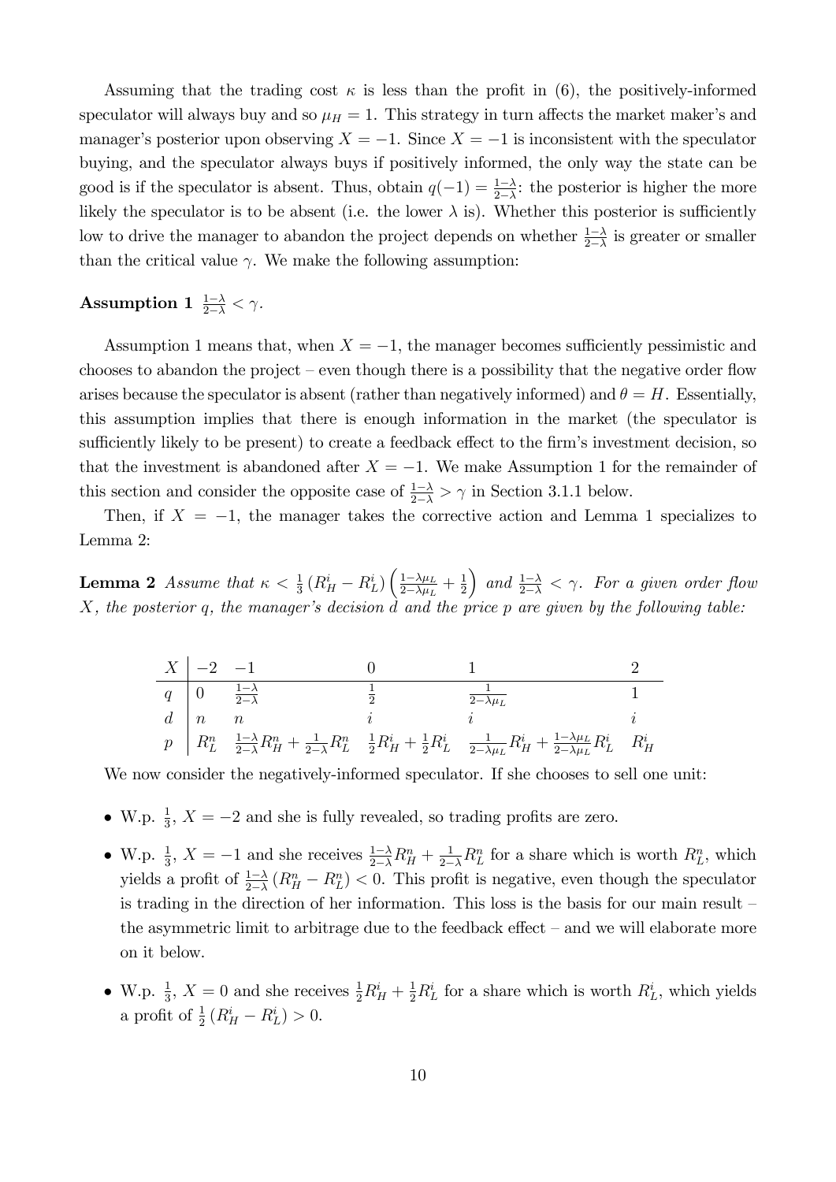Assuming that the trading cost $\kappa$ is less than the profit in (6), the positively-informed speculator will always buy and so $\mu_H = 1$. This strategy in turn affects the market maker's and manager's posterior upon observing $X = -1$. Since $X = -1$ is inconsistent with the speculator buying, and the speculator always buys if positively informed, the only way the state can be good is if the speculator is absent. Thus, obtain $q(-1) = \frac{1-\lambda}{2-\lambda}$: the posterior is higher the more likely the speculator is to be absent (i.e. the lower $\lambda$ is). Whether this posterior is sufficiently low to drive the manager to abandon the project depends on whether $\frac{1-\lambda}{2-\lambda}$ is greater or smaller than the critical value $\gamma$. We make the following assumption:

**Assumption 1** $\frac{1-\lambda}{2-\lambda} < \gamma$.

Assumption 1 means that, when $X = -1$, the manager becomes sufficiently pessimistic and chooses to abandon the project – even though there is a possibility that the negative order flow arises because the speculator is absent (rather than negatively informed) and $\theta = H$. Essentially, this assumption implies that there is enough information in the market (the speculator is sufficiently likely to be present) to create a feedback effect to the firm's investment decision, so that the investment is abandoned after $X = -1$. We make Assumption 1 for the remainder of this section and consider the opposite case of $\frac{1-\lambda}{2-\lambda} > \gamma$ in Section 3.1.1 below.

Then, if $X = -1$, the manager takes the corrective action and Lemma 1 specializes to Lemma 2:

**Lemma 2** *Assume that* $\kappa < \frac{1}{3}\left(R_H^i - R_L^i\right)\left(\frac{1-\lambda\mu_L}{2-\lambda\mu_L} + \frac{1}{2}\right)$ *and* $\frac{1-\lambda}{2-\lambda} < \gamma$. *For a given order flow* $X$, *the posterior* $q$, *the manager's decision* $d$ *and the price* $p$ *are given by the following table:*

| $X$ | $-2$ | $-1$ | $0$ | $1$ | $2$ |
|---|---|---|---|---|---|
| $q$ | $0$ | $\frac{1-\lambda}{2-\lambda}$ | $\frac{1}{2}$ | $\frac{1}{2-\lambda\mu_L}$ | $1$ |
| $d$ | $n$ | $n$ | $i$ | $i$ | $i$ |
| $p$ | $R_L^n$ | $\frac{1-\lambda}{2-\lambda}R_H^n + \frac{1}{2-\lambda}R_L^n$ | $\frac{1}{2}R_H^i + \frac{1}{2}R_L^i$ | $\frac{1}{2-\lambda\mu_L}R_H^i + \frac{1-\lambda\mu_L}{2-\lambda\mu_L}R_L^i$ | $R_H^i$ |

We now consider the negatively-informed speculator. If she chooses to sell one unit:

- W.p. $\frac{1}{3}$, $X = -2$ and she is fully revealed, so trading profits are zero.
- W.p. $\frac{1}{3}$, $X = -1$ and she receives $\frac{1-\lambda}{2-\lambda}R_H^n + \frac{1}{2-\lambda}R_L^n$ for a share which is worth $R_L^n$, which yields a profit of $\frac{1-\lambda}{2-\lambda}\left(R_H^n - R_L^n\right) < 0$. This profit is negative, even though the speculator is trading in the direction of her information. This loss is the basis for our main result – the asymmetric limit to arbitrage due to the feedback effect – and we will elaborate more on it below.
- W.p. $\frac{1}{3}$, $X = 0$ and she receives $\frac{1}{2}R_H^i + \frac{1}{2}R_L^i$ for a share which is worth $R_L^i$, which yields a profit of $\frac{1}{2}\left(R_H^i - R_L^i\right) > 0$.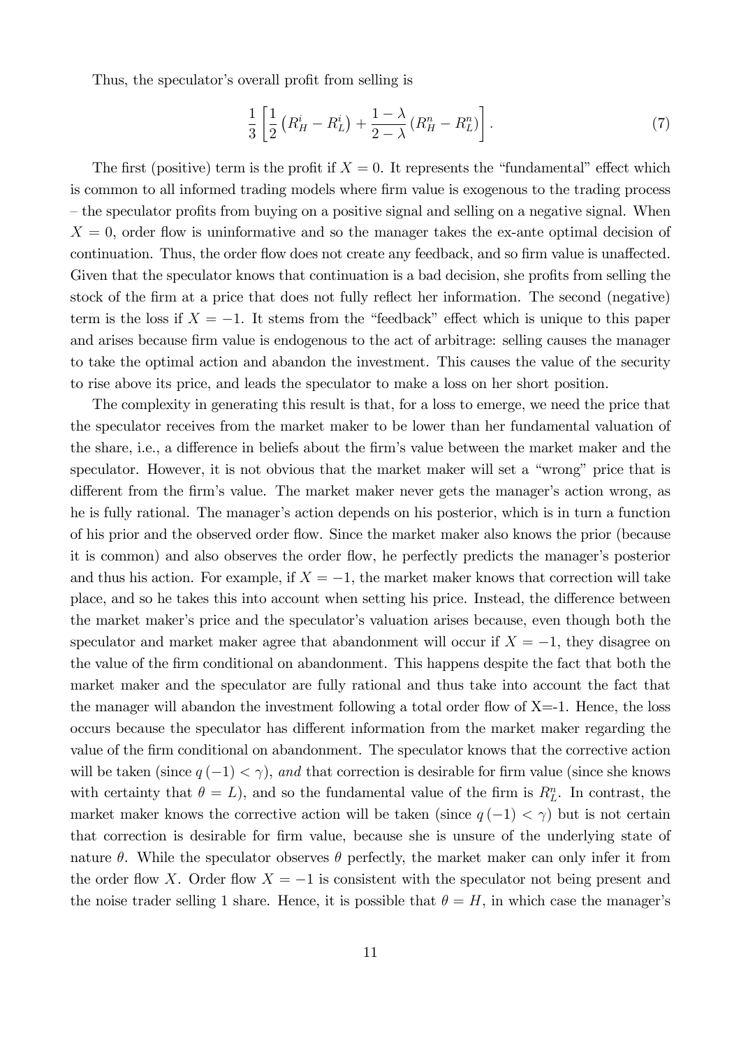Thus, the speculator's overall profit from selling is

$$\frac{1}{3}\left[\frac{1}{2}\left(R_H^i - R_L^i\right) + \frac{1-\lambda}{2-\lambda}\left(R_H^n - R_L^n\right)\right]. \tag{7}$$

The first (positive) term is the profit if $X = 0$. It represents the "fundamental" effect which is common to all informed trading models where firm value is exogenous to the trading process – the speculator profits from buying on a positive signal and selling on a negative signal. When $X = 0$, order flow is uninformative and so the manager takes the ex-ante optimal decision of continuation. Thus, the order flow does not create any feedback, and so firm value is unaffected. Given that the speculator knows that continuation is a bad decision, she profits from selling the stock of the firm at a price that does not fully reflect her information. The second (negative) term is the loss if $X = -1$. It stems from the "feedback" effect which is unique to this paper and arises because firm value is endogenous to the act of arbitrage: selling causes the manager to take the optimal action and abandon the investment. This causes the value of the security to rise above its price, and leads the speculator to make a loss on her short position.

The complexity in generating this result is that, for a loss to emerge, we need the price that the speculator receives from the market maker to be lower than her fundamental valuation of the share, i.e., a difference in beliefs about the firm's value between the market maker and the speculator. However, it is not obvious that the market maker will set a "wrong" price that is different from the firm's value. The market maker never gets the manager's action wrong, as he is fully rational. The manager's action depends on his posterior, which is in turn a function of his prior and the observed order flow. Since the market maker also knows the prior (because it is common) and also observes the order flow, he perfectly predicts the manager's posterior and thus his action. For example, if $X = -1$, the market maker knows that correction will take place, and so he takes this into account when setting his price. Instead, the difference between the market maker's price and the speculator's valuation arises because, even though both the speculator and market maker agree that abandonment will occur if $X = -1$, they disagree on the value of the firm conditional on abandonment. This happens despite the fact that both the market maker and the speculator are fully rational and thus take into account the fact that the manager will abandon the investment following a total order flow of X=-1. Hence, the loss occurs because the speculator has different information from the market maker regarding the value of the firm conditional on abandonment. The speculator knows that the corrective action will be taken (since $q(-1) < \gamma$), *and* that correction is desirable for firm value (since she knows with certainty that $\theta = L$), and so the fundamental value of the firm is $R_L^n$. In contrast, the market maker knows the corrective action will be taken (since $q(-1) < \gamma$) but is not certain that correction is desirable for firm value, because she is unsure of the underlying state of nature $\theta$. While the speculator observes $\theta$ perfectly, the market maker can only infer it from the order flow $X$. Order flow $X = -1$ is consistent with the speculator not being present and the noise trader selling 1 share. Hence, it is possible that $\theta = H$, in which case the manager's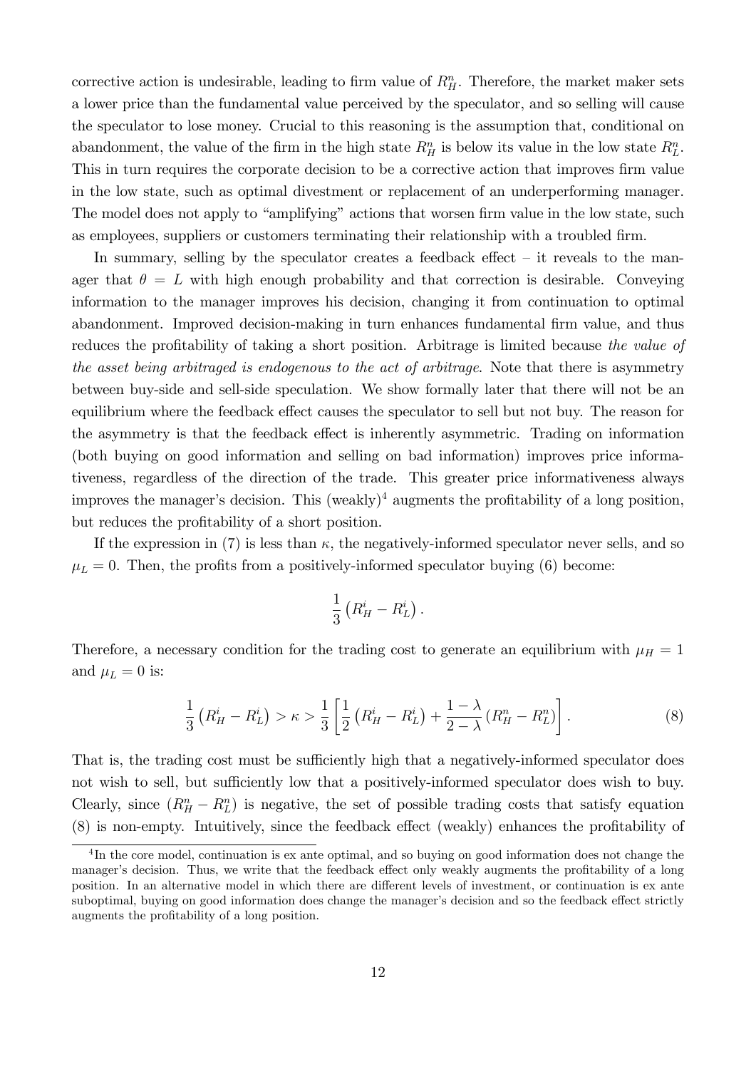corrective action is undesirable, leading to firm value of $R_H^n$. Therefore, the market maker sets a lower price than the fundamental value perceived by the speculator, and so selling will cause the speculator to lose money. Crucial to this reasoning is the assumption that, conditional on abandonment, the value of the firm in the high state $R_H^n$ is below its value in the low state $R_L^n$. This in turn requires the corporate decision to be a corrective action that improves firm value in the low state, such as optimal divestment or replacement of an underperforming manager. The model does not apply to "amplifying" actions that worsen firm value in the low state, such as employees, suppliers or customers terminating their relationship with a troubled firm.

In summary, selling by the speculator creates a feedback effect – it reveals to the manager that $\theta = L$ with high enough probability and that correction is desirable. Conveying information to the manager improves his decision, changing it from continuation to optimal abandonment. Improved decision-making in turn enhances fundamental firm value, and thus reduces the profitability of taking a short position. Arbitrage is limited because *the value of the asset being arbitraged is endogenous to the act of arbitrage*. Note that there is asymmetry between buy-side and sell-side speculation. We show formally later that there will not be an equilibrium where the feedback effect causes the speculator to sell but not buy. The reason for the asymmetry is that the feedback effect is inherently asymmetric. Trading on information (both buying on good information and selling on bad information) improves price informativeness, regardless of the direction of the trade. This greater price informativeness always improves the manager's decision. This (weakly)[4] augments the profitability of a long position, but reduces the profitability of a short position.

If the expression in (7) is less than $\kappa$, the negatively-informed speculator never sells, and so $\mu_L = 0$. Then, the profits from a positively-informed speculator buying (6) become:

$$\frac{1}{3}\left(R_H^i - R_L^i\right).$$

Therefore, a necessary condition for the trading cost to generate an equilibrium with $\mu_H = 1$ and $\mu_L = 0$ is:

$$\frac{1}{3}\left(R_H^i - R_L^i\right) > \kappa > \frac{1}{3}\left[\frac{1}{2}\left(R_H^i - R_L^i\right) + \frac{1-\lambda}{2-\lambda}\left(R_H^n - R_L^n\right)\right]. \tag{8}$$

That is, the trading cost must be sufficiently high that a negatively-informed speculator does not wish to sell, but sufficiently low that a positively-informed speculator does wish to buy. Clearly, since $\left(R_H^n - R_L^n\right)$ is negative, the set of possible trading costs that satisfy equation (8) is non-empty. Intuitively, since the feedback effect (weakly) enhances the profitability of

[4] In the core model, continuation is ex ante optimal, and so buying on good information does not change the manager's decision. Thus, we write that the feedback effect only weakly augments the profitability of a long position. In an alternative model in which there are different levels of investment, or continuation is ex ante suboptimal, buying on good information does change the manager's decision and so the feedback effect strictly augments the profitability of a long position.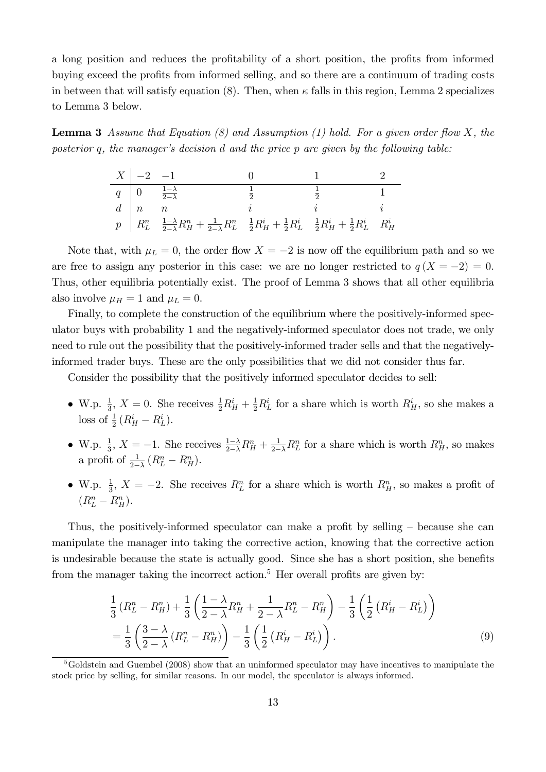a long position and reduces the profitability of a short position, the profits from informed buying exceed the profits from informed selling, and so there are a continuum of trading costs in between that will satisfy equation (8). Then, when $\kappa$ falls in this region, Lemma 2 specializes to Lemma 3 below.

**Lemma 3** *Assume that Equation (8) and Assumption (1) hold. For a given order flow $X$, the posterior $q$, the manager's decision $d$ and the price $p$ are given by the following table:*

| $X$ | $-2$ | $-1$ | $0$ | $1$ | $2$ |
|---|---|---|---|---|---|
| $q$ | $0$ | $\frac{1-\lambda}{2-\lambda}$ | $\frac{1}{2}$ | $\frac{1}{2}$ | $1$ |
| $d$ | $n$ | $n$ | $i$ | $i$ | $i$ |
| $p$ | $R_L^n$ | $\frac{1-\lambda}{2-\lambda}R_H^n + \frac{1}{2-\lambda}R_L^n$ | $\frac{1}{2}R_H^i + \frac{1}{2}R_L^i$ | $\frac{1}{2}R_H^i + \frac{1}{2}R_L^i$ | $R_H^i$ |

Note that, with $\mu_L = 0$, the order flow $X = -2$ is now off the equilibrium path and so we are free to assign any posterior in this case: we are no longer restricted to $q(X = -2) = 0$. Thus, other equilibria potentially exist. The proof of Lemma 3 shows that all other equilibria also involve $\mu_H = 1$ and $\mu_L = 0$.

Finally, to complete the construction of the equilibrium where the positively-informed speculator buys with probability 1 and the negatively-informed speculator does not trade, we only need to rule out the possibility that the positively-informed trader sells and that the negatively-informed trader buys. These are the only possibilities that we did not consider thus far.

Consider the possibility that the positively informed speculator decides to sell:

- W.p. $\frac{1}{3}$, $X = 0$. She receives $\frac{1}{2}R_H^i + \frac{1}{2}R_L^i$ for a share which is worth $R_H^i$, so she makes a loss of $\frac{1}{2}\left(R_H^i - R_L^i\right)$.
- W.p. $\frac{1}{3}$, $X = -1$. She receives $\frac{1-\lambda}{2-\lambda}R_H^n + \frac{1}{2-\lambda}R_L^n$ for a share which is worth $R_H^n$, so makes a profit of $\frac{1}{2-\lambda}\left(R_L^n - R_H^n\right)$.
- W.p. $\frac{1}{3}$, $X = -2$. She receives $R_L^n$ for a share which is worth $R_H^n$, so makes a profit of $\left(R_L^n - R_H^n\right)$.

Thus, the positively-informed speculator can make a profit by selling – because she can manipulate the manager into taking the corrective action, knowing that the corrective action is undesirable because the state is actually good. Since she has a short position, she benefits from the manager taking the incorrect action.[5] Her overall profits are given by:

$$\begin{aligned} &\frac{1}{3}\left(R_L^n - R_H^n\right) + \frac{1}{3}\left(\frac{1-\lambda}{2-\lambda}R_H^n + \frac{1}{2-\lambda}R_L^n - R_H^n\right) - \frac{1}{3}\left(\frac{1}{2}\left(R_H^i - R_L^i\right)\right) \\ &= \frac{1}{3}\left(\frac{3-\lambda}{2-\lambda}\left(R_L^n - R_H^n\right)\right) - \frac{1}{3}\left(\frac{1}{2}\left(R_H^i - R_L^i\right)\right). \end{aligned} \tag{9}$$

[5] Goldstein and Guembel (2008) show that an uninformed speculator may have incentives to manipulate the stock price by selling, for similar reasons. In our model, the speculator is always informed.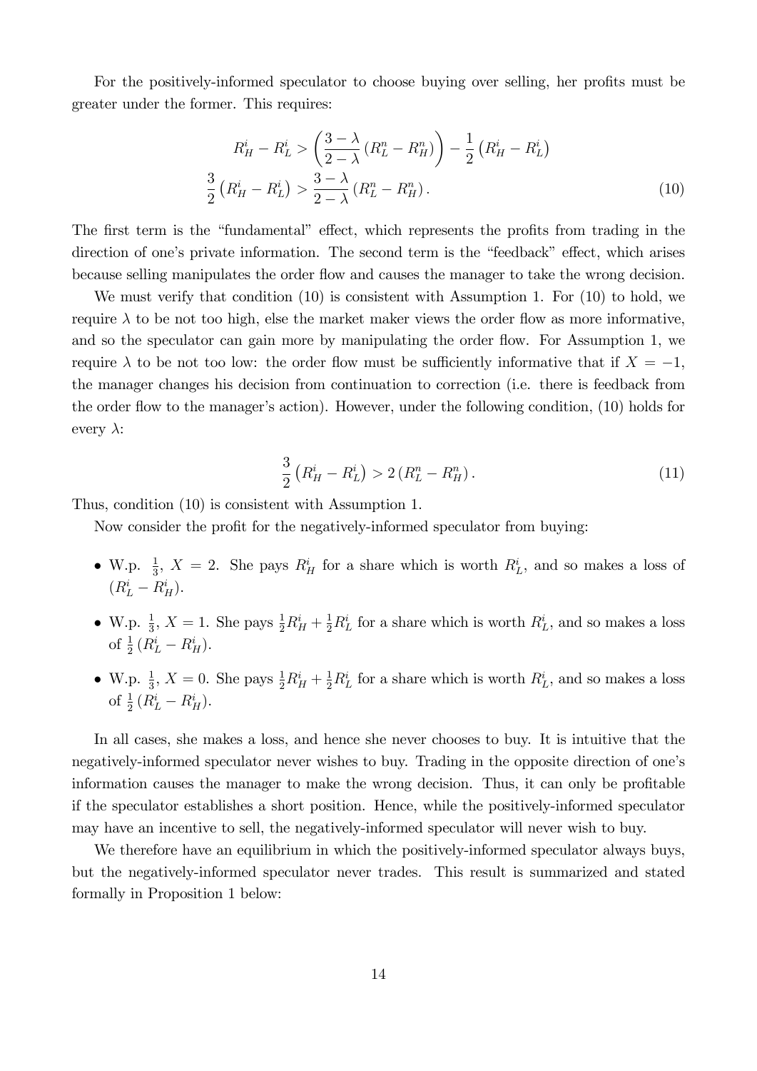For the positively-informed speculator to choose buying over selling, her profits must be greater under the former. This requires:

$$
\begin{aligned}
R_H^i - R_L^i &> \left( \frac{3-\lambda}{2-\lambda} \left( R_L^n - R_H^n \right) \right) - \frac{1}{2} \left( R_H^i - R_L^i \right) \\
\frac{3}{2} \left( R_H^i - R_L^i \right) &> \frac{3-\lambda}{2-\lambda} \left( R_L^n - R_H^n \right).
\end{aligned} \tag{10}
$$

The first term is the "fundamental" effect, which represents the profits from trading in the direction of one's private information. The second term is the "feedback" effect, which arises because selling manipulates the order flow and causes the manager to take the wrong decision.

We must verify that condition (10) is consistent with Assumption 1. For (10) to hold, we require $\lambda$ to be not too high, else the market maker views the order flow as more informative, and so the speculator can gain more by manipulating the order flow. For Assumption 1, we require $\lambda$ to be not too low: the order flow must be sufficiently informative that if $X = -1$, the manager changes his decision from continuation to correction (i.e. there is feedback from the order flow to the manager's action). However, under the following condition, (10) holds for every $\lambda$:

$$
\frac{3}{2} \left( R_H^i - R_L^i \right) > 2 \left( R_L^n - R_H^n \right). \tag{11}
$$

Thus, condition (10) is consistent with Assumption 1.

Now consider the profit for the negatively-informed speculator from buying:

- W.p. $\frac{1}{3}$, $X = 2$. She pays $R_H^i$ for a share which is worth $R_L^i$, and so makes a loss of $(R_L^i - R_H^i)$.
- W.p. $\frac{1}{3}$, $X = 1$. She pays $\frac{1}{2}R_H^i + \frac{1}{2}R_L^i$ for a share which is worth $R_L^i$, and so makes a loss of $\frac{1}{2}(R_L^i - R_H^i)$.
- W.p. $\frac{1}{3}$, $X = 0$. She pays $\frac{1}{2}R_H^i + \frac{1}{2}R_L^i$ for a share which is worth $R_L^i$, and so makes a loss of $\frac{1}{2}(R_L^i - R_H^i)$.

In all cases, she makes a loss, and hence she never chooses to buy. It is intuitive that the negatively-informed speculator never wishes to buy. Trading in the opposite direction of one's information causes the manager to make the wrong decision. Thus, it can only be profitable if the speculator establishes a short position. Hence, while the positively-informed speculator may have an incentive to sell, the negatively-informed speculator will never wish to buy.

We therefore have an equilibrium in which the positively-informed speculator always buys, but the negatively-informed speculator never trades. This result is summarized and stated formally in Proposition 1 below: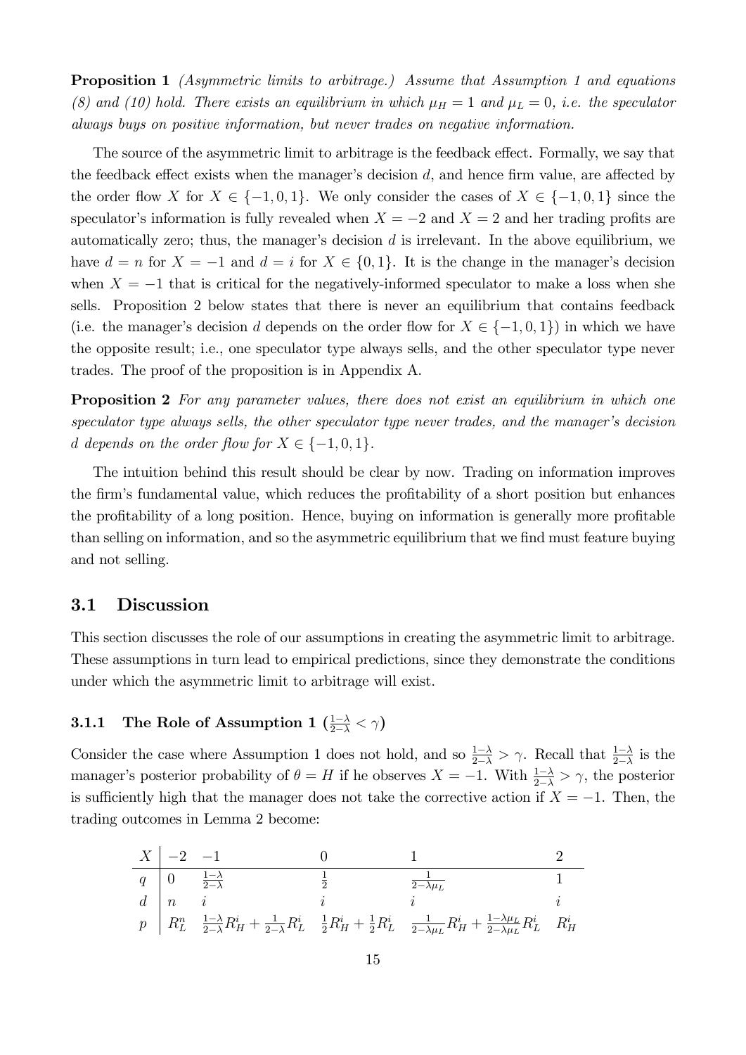**Proposition 1** *(Asymmetric limits to arbitrage.) Assume that Assumption 1 and equations (8) and (10) hold. There exists an equilibrium in which $\mu_H = 1$ and $\mu_L = 0$, i.e. the speculator always buys on positive information, but never trades on negative information.*

The source of the asymmetric limit to arbitrage is the feedback effect. Formally, we say that the feedback effect exists when the manager's decision $d$, and hence firm value, are affected by the order flow $X$ for $X \in \{-1, 0, 1\}$. We only consider the cases of $X \in \{-1, 0, 1\}$ since the speculator's information is fully revealed when $X = -2$ and $X = 2$ and her trading profits are automatically zero; thus, the manager's decision $d$ is irrelevant. In the above equilibrium, we have $d = n$ for $X = -1$ and $d = i$ for $X \in \{0, 1\}$. It is the change in the manager's decision when $X = -1$ that is critical for the negatively-informed speculator to make a loss when she sells. Proposition 2 below states that there is never an equilibrium that contains feedback (i.e. the manager's decision $d$ depends on the order flow for $X \in \{-1, 0, 1\}$) in which we have the opposite result; i.e., one speculator type always sells, and the other speculator type never trades. The proof of the proposition is in Appendix A.

**Proposition 2** *For any parameter values, there does not exist an equilibrium in which one speculator type always sells, the other speculator type never trades, and the manager's decision $d$ depends on the order flow for $X \in \{-1, 0, 1\}$.*

The intuition behind this result should be clear by now. Trading on information improves the firm's fundamental value, which reduces the profitability of a short position but enhances the profitability of a long position. Hence, buying on information is generally more profitable than selling on information, and so the asymmetric equilibrium that we find must feature buying and not selling.

## 3.1 Discussion

This section discusses the role of our assumptions in creating the asymmetric limit to arbitrage. These assumptions in turn lead to empirical predictions, since they demonstrate the conditions under which the asymmetric limit to arbitrage will exist.

### 3.1.1 The Role of Assumption 1 ($\frac{1-\lambda}{2-\lambda} < \gamma$)

Consider the case where Assumption 1 does not hold, and so $\frac{1-\lambda}{2-\lambda} > \gamma$. Recall that $\frac{1-\lambda}{2-\lambda}$ is the manager's posterior probability of $\theta = H$ if he observes $X = -1$. With $\frac{1-\lambda}{2-\lambda} > \gamma$, the posterior is sufficiently high that the manager does not take the corrective action if $X = -1$. Then, the trading outcomes in Lemma 2 become:

| $X$ | $-2$ | $-1$ | $0$ | $1$ | $2$ |
|---|---|---|---|---|---|
| $q$ | $0$ | $\frac{1-\lambda}{2-\lambda}$ | $\frac{1}{2}$ | $\frac{1}{2-\lambda\mu_L}$ | $1$ |
| $d$ | $n$ | $i$ | $i$ | $i$ | $i$ |
| $p$ | $R_L^n$ | $\frac{1-\lambda}{2-\lambda}R_H^i + \frac{1}{2-\lambda}R_L^i$ | $\frac{1}{2}R_H^i + \frac{1}{2}R_L^i$ | $\frac{1}{2-\lambda\mu_L}R_H^i + \frac{1-\lambda\mu_L}{2-\lambda\mu_L}R_L^i$ | $R_H^i$ |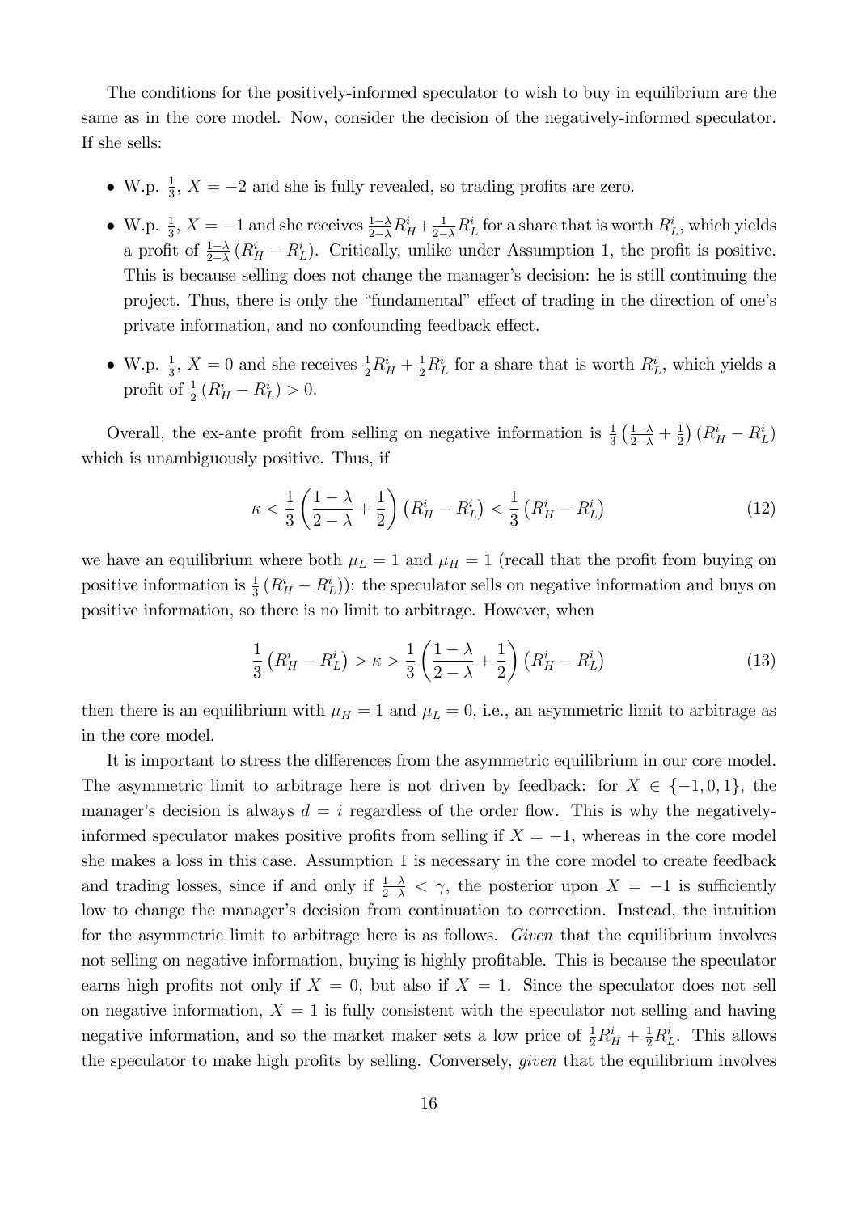The conditions for the positively-informed speculator to wish to buy in equilibrium are the same as in the core model. Now, consider the decision of the negatively-informed speculator. If she sells:

- W.p. $\frac{1}{3}$, $X = -2$ and she is fully revealed, so trading profits are zero.
- W.p. $\frac{1}{3}$, $X = -1$ and she receives $\frac{1-\lambda}{2-\lambda} R_H^i + \frac{1}{2-\lambda} R_L^i$ for a share that is worth $R_L^i$, which yields a profit of $\frac{1-\lambda}{2-\lambda}\left(R_H^i - R_L^i\right)$. Critically, unlike under Assumption 1, the profit is positive. This is because selling does not change the manager's decision: he is still continuing the project. Thus, there is only the "fundamental" effect of trading in the direction of one's private information, and no confounding feedback effect.
- W.p. $\frac{1}{3}$, $X = 0$ and she receives $\frac{1}{2} R_H^i + \frac{1}{2} R_L^i$ for a share that is worth $R_L^i$, which yields a profit of $\frac{1}{2}\left(R_H^i - R_L^i\right) > 0$.

Overall, the ex-ante profit from selling on negative information is $\frac{1}{3}\left(\frac{1-\lambda}{2-\lambda} + \frac{1}{2}\right)\left(R_H^i - R_L^i\right)$ which is unambiguously positive. Thus, if

$$\kappa < \frac{1}{3}\left(\frac{1-\lambda}{2-\lambda} + \frac{1}{2}\right)\left(R_H^i - R_L^i\right) < \frac{1}{3}\left(R_H^i - R_L^i\right) \tag{12}$$

we have an equilibrium where both $\mu_L = 1$ and $\mu_H = 1$ (recall that the profit from buying on positive information is $\frac{1}{3}\left(R_H^i - R_L^i\right)$): the speculator sells on negative information and buys on positive information, so there is no limit to arbitrage. However, when

$$\frac{1}{3}\left(R_H^i - R_L^i\right) > \kappa > \frac{1}{3}\left(\frac{1-\lambda}{2-\lambda} + \frac{1}{2}\right)\left(R_H^i - R_L^i\right) \tag{13}$$

then there is an equilibrium with $\mu_H = 1$ and $\mu_L = 0$, i.e., an asymmetric limit to arbitrage as in the core model.

It is important to stress the differences from the asymmetric equilibrium in our core model. The asymmetric limit to arbitrage here is not driven by feedback: for $X \in \{-1, 0, 1\}$, the manager's decision is always $d = i$ regardless of the order flow. This is why the negatively-informed speculator makes positive profits from selling if $X = -1$, whereas in the core model she makes a loss in this case. Assumption 1 is necessary in the core model to create feedback and trading losses, since if and only if $\frac{1-\lambda}{2-\lambda} < \gamma$, the posterior upon $X = -1$ is sufficiently low to change the manager's decision from continuation to correction. Instead, the intuition for the asymmetric limit to arbitrage here is as follows. *Given* that the equilibrium involves not selling on negative information, buying is highly profitable. This is because the speculator earns high profits not only if $X = 0$, but also if $X = 1$. Since the speculator does not sell on negative information, $X = 1$ is fully consistent with the speculator not selling and having negative information, and so the market maker sets a low price of $\frac{1}{2} R_H^i + \frac{1}{2} R_L^i$. This allows the speculator to make high profits by selling. Conversely, *given* that the equilibrium involves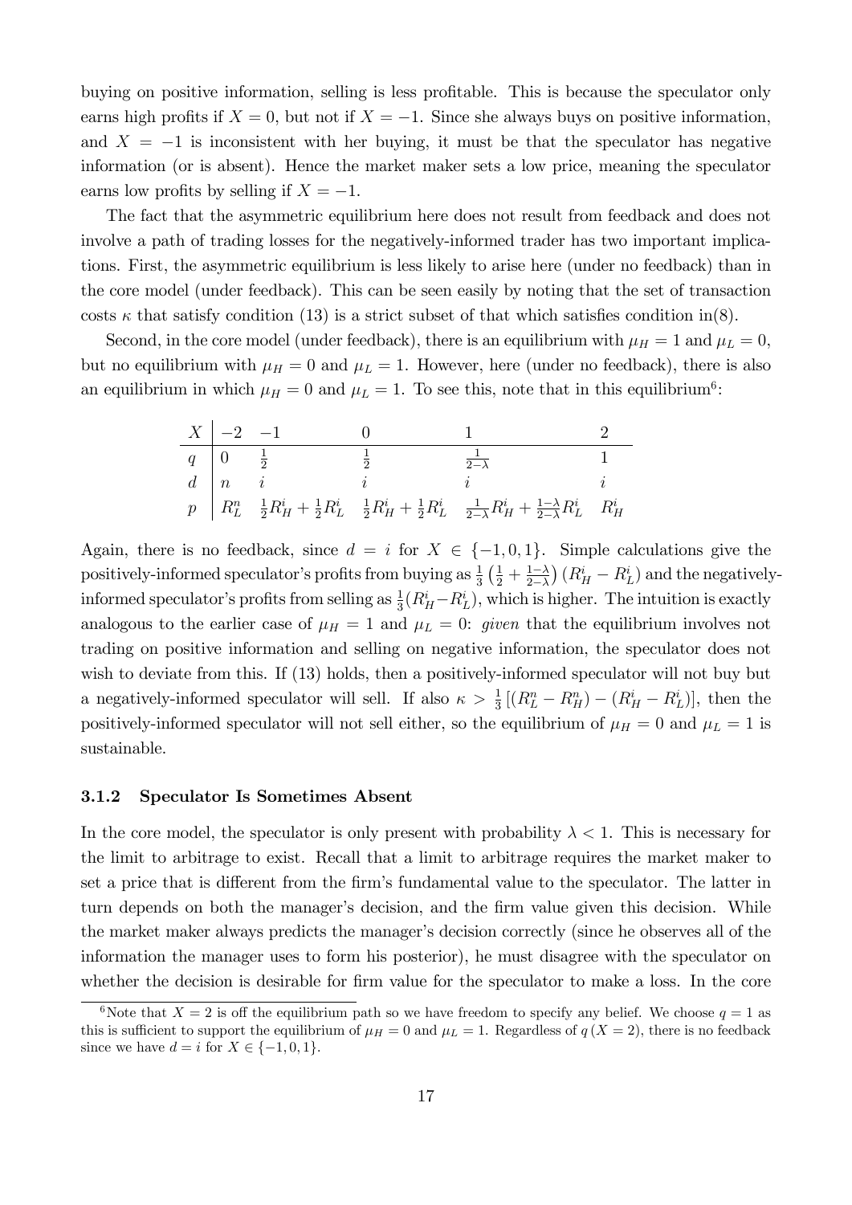buying on positive information, selling is less profitable. This is because the speculator only earns high profits if $X = 0$, but not if $X = -1$. Since she always buys on positive information, and $X = -1$ is inconsistent with her buying, it must be that the speculator has negative information (or is absent). Hence the market maker sets a low price, meaning the speculator earns low profits by selling if $X = -1$.

The fact that the asymmetric equilibrium here does not result from feedback and does not involve a path of trading losses for the negatively-informed trader has two important implications. First, the asymmetric equilibrium is less likely to arise here (under no feedback) than in the core model (under feedback). This can be seen easily by noting that the set of transaction costs $\kappa$ that satisfy condition (13) is a strict subset of that which satisfies condition in(8).

Second, in the core model (under feedback), there is an equilibrium with $\mu_H = 1$ and $\mu_L = 0$, but no equilibrium with $\mu_H = 0$ and $\mu_L = 1$. However, here (under no feedback), there is also an equilibrium in which $\mu_H = 0$ and $\mu_L = 1$. To see this, note that in this equilibrium[6]:

| $X$ | $-2$ | $-1$ | $0$ | $1$ | $2$ |
|---|---|---|---|---|---|
| $q$ | $0$ | $\frac{1}{2}$ | $\frac{1}{2}$ | $\frac{1}{2-\lambda}$ | $1$ |
| $d$ | $n$ | $i$ | $i$ | $i$ | $i$ |
| $p$ | $R_L^n$ | $\frac{1}{2}R_H^i + \frac{1}{2}R_L^i$ | $\frac{1}{2}R_H^i + \frac{1}{2}R_L^i$ | $\frac{1}{2-\lambda}R_H^i + \frac{1-\lambda}{2-\lambda}R_L^i$ | $R_H^i$ |

Again, there is no feedback, since $d = i$ for $X \in \{-1, 0, 1\}$. Simple calculations give the positively-informed speculator's profits from buying as $\frac{1}{3}\left(\frac{1}{2} + \frac{1-\lambda}{2-\lambda}\right)(R_H^i - R_L^i)$ and the negatively-informed speculator's profits from selling as $\frac{1}{3}(R_H^i - R_L^i)$, which is higher. The intuition is exactly analogous to the earlier case of $\mu_H = 1$ and $\mu_L = 0$: *given* that the equilibrium involves not trading on positive information and selling on negative information, the speculator does not wish to deviate from this. If (13) holds, then a positively-informed speculator will not buy but a negatively-informed speculator will sell. If also $\kappa > \frac{1}{3}\left[(R_L^n - R_H^n) - (R_H^i - R_L^i)\right]$, then the positively-informed speculator will not sell either, so the equilibrium of $\mu_H = 0$ and $\mu_L = 1$ is sustainable.

### 3.1.2 Speculator Is Sometimes Absent

In the core model, the speculator is only present with probability $\lambda < 1$. This is necessary for the limit to arbitrage to exist. Recall that a limit to arbitrage requires the market maker to set a price that is different from the firm's fundamental value to the speculator. The latter in turn depends on both the manager's decision, and the firm value given this decision. While the market maker always predicts the manager's decision correctly (since he observes all of the information the manager uses to form his posterior), he must disagree with the speculator on whether the decision is desirable for firm value for the speculator to make a loss. In the core

[6] Note that $X = 2$ is off the equilibrium path so we have freedom to specify any belief. We choose $q = 1$ as this is sufficient to support the equilibrium of $\mu_H = 0$ and $\mu_L = 1$. Regardless of $q(X = 2)$, there is no feedback since we have $d = i$ for $X \in \{-1, 0, 1\}$.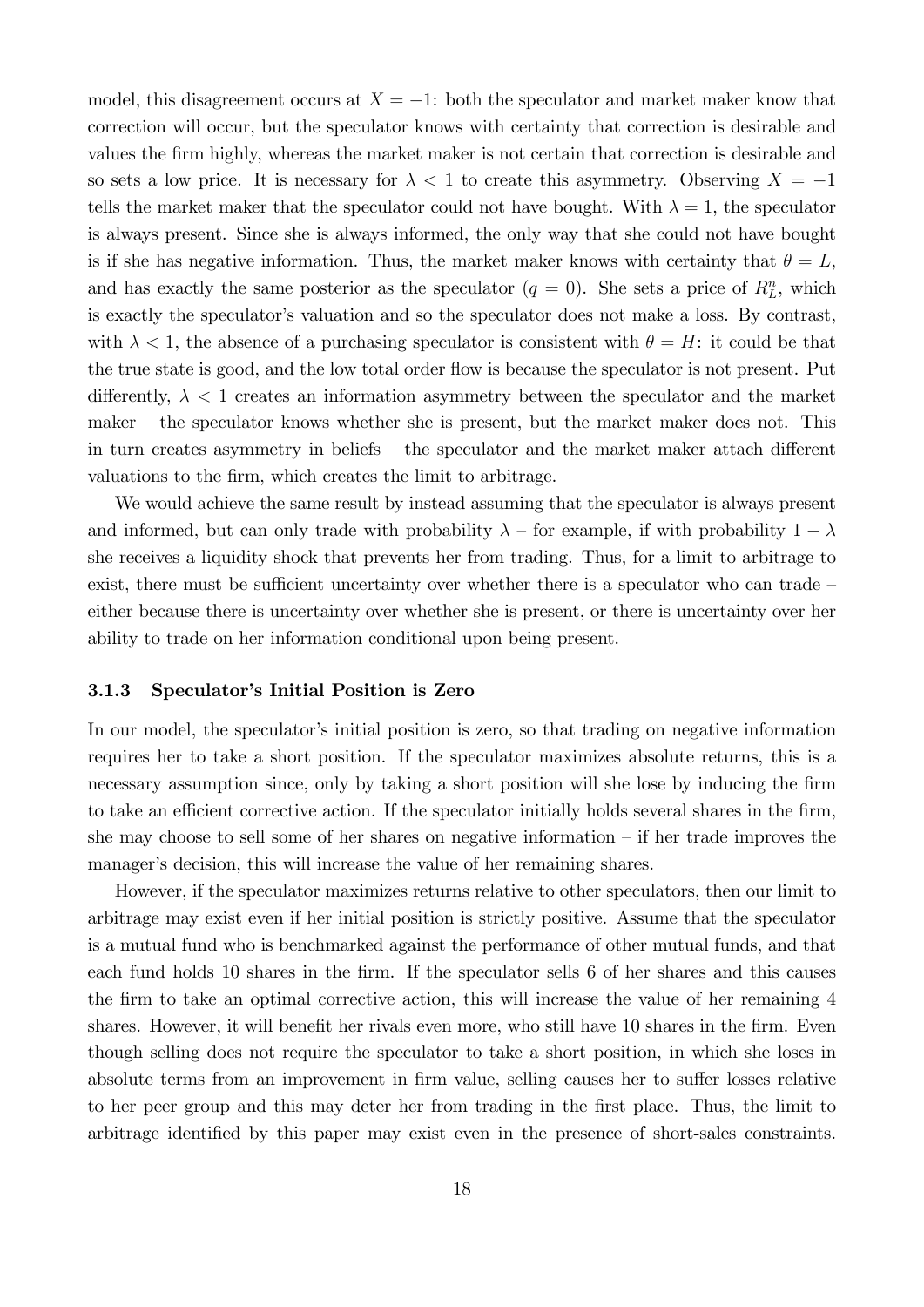model, this disagreement occurs at $X = -1$: both the speculator and market maker know that correction will occur, but the speculator knows with certainty that correction is desirable and values the firm highly, whereas the market maker is not certain that correction is desirable and so sets a low price. It is necessary for $\lambda < 1$ to create this asymmetry. Observing $X = -1$ tells the market maker that the speculator could not have bought. With $\lambda = 1$, the speculator is always present. Since she is always informed, the only way that she could not have bought is if she has negative information. Thus, the market maker knows with certainty that $\theta = L$, and has exactly the same posterior as the speculator ($q = 0$). She sets a price of $R_L^n$, which is exactly the speculator's valuation and so the speculator does not make a loss. By contrast, with $\lambda < 1$, the absence of a purchasing speculator is consistent with $\theta = H$: it could be that the true state is good, and the low total order flow is because the speculator is not present. Put differently, $\lambda < 1$ creates an information asymmetry between the speculator and the market maker – the speculator knows whether she is present, but the market maker does not. This in turn creates asymmetry in beliefs – the speculator and the market maker attach different valuations to the firm, which creates the limit to arbitrage.

We would achieve the same result by instead assuming that the speculator is always present and informed, but can only trade with probability $\lambda$ – for example, if with probability $1 - \lambda$ she receives a liquidity shock that prevents her from trading. Thus, for a limit to arbitrage to exist, there must be sufficient uncertainty over whether there is a speculator who can trade – either because there is uncertainty over whether she is present, or there is uncertainty over her ability to trade on her information conditional upon being present.

### 3.1.3 Speculator's Initial Position is Zero

In our model, the speculator's initial position is zero, so that trading on negative information requires her to take a short position. If the speculator maximizes absolute returns, this is a necessary assumption since, only by taking a short position will she lose by inducing the firm to take an efficient corrective action. If the speculator initially holds several shares in the firm, she may choose to sell some of her shares on negative information – if her trade improves the manager's decision, this will increase the value of her remaining shares.

However, if the speculator maximizes returns relative to other speculators, then our limit to arbitrage may exist even if her initial position is strictly positive. Assume that the speculator is a mutual fund who is benchmarked against the performance of other mutual funds, and that each fund holds 10 shares in the firm. If the speculator sells 6 of her shares and this causes the firm to take an optimal corrective action, this will increase the value of her remaining 4 shares. However, it will benefit her rivals even more, who still have 10 shares in the firm. Even though selling does not require the speculator to take a short position, in which she loses in absolute terms from an improvement in firm value, selling causes her to suffer losses relative to her peer group and this may deter her from trading in the first place. Thus, the limit to arbitrage identified by this paper may exist even in the presence of short-sales constraints.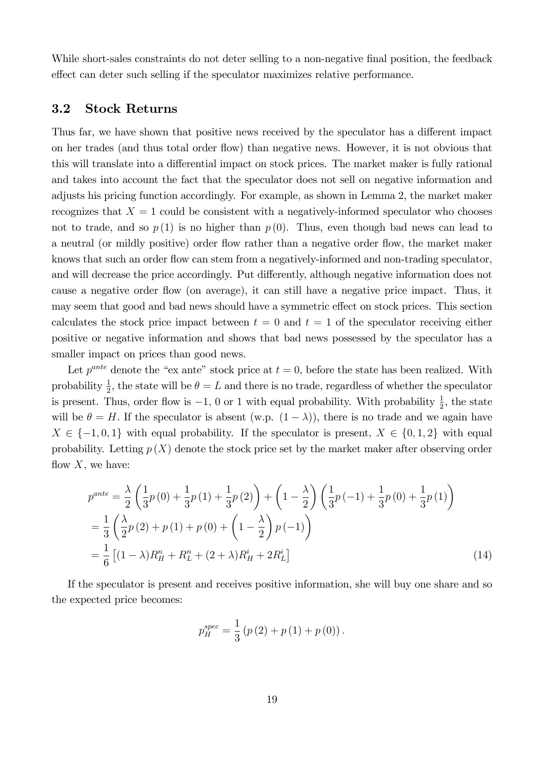While short-sales constraints do not deter selling to a non-negative final position, the feedback effect can deter such selling if the speculator maximizes relative performance.

## 3.2 Stock Returns

Thus far, we have shown that positive news received by the speculator has a different impact on her trades (and thus total order flow) than negative news. However, it is not obvious that this will translate into a differential impact on stock prices. The market maker is fully rational and takes into account the fact that the speculator does not sell on negative information and adjusts his pricing function accordingly. For example, as shown in Lemma 2, the market maker recognizes that $X = 1$ could be consistent with a negatively-informed speculator who chooses not to trade, and so $p(1)$ is no higher than $p(0)$. Thus, even though bad news can lead to a neutral (or mildly positive) order flow rather than a negative order flow, the market maker knows that such an order flow can stem from a negatively-informed and non-trading speculator, and will decrease the price accordingly. Put differently, although negative information does not cause a negative order flow (on average), it can still have a negative price impact. Thus, it may seem that good and bad news should have a symmetric effect on stock prices. This section calculates the stock price impact between $t = 0$ and $t = 1$ of the speculator receiving either positive or negative information and shows that bad news possessed by the speculator has a smaller impact on prices than good news.

Let $p^{ante}$ denote the "ex ante" stock price at $t = 0$, before the state has been realized. With probability $\frac{1}{2}$, the state will be $\theta = L$ and there is no trade, regardless of whether the speculator is present. Thus, order flow is $-1$, $0$ or $1$ with equal probability. With probability $\frac{1}{2}$, the state will be $\theta = H$. If the speculator is absent (w.p. $(1 - \lambda)$), there is no trade and we again have $X \in \{-1, 0, 1\}$ with equal probability. If the speculator is present, $X \in \{0, 1, 2\}$ with equal probability. Letting $p(X)$ denote the stock price set by the market maker after observing order flow $X$, we have:

$$
\begin{aligned}
p^{ante} &= \frac{\lambda}{2}\left(\frac{1}{3}p(0) + \frac{1}{3}p(1) + \frac{1}{3}p(2)\right) + \left(1 - \frac{\lambda}{2}\right)\left(\frac{1}{3}p(-1) + \frac{1}{3}p(0) + \frac{1}{3}p(1)\right) \\
&= \frac{1}{3}\left(\frac{\lambda}{2}p(2) + p(1) + p(0) + \left(1 - \frac{\lambda}{2}\right)p(-1)\right) \\
&= \frac{1}{6}\left[(1-\lambda)R_H^n + R_L^n + (2+\lambda)R_H^i + 2R_L^i\right] \qquad (14)
\end{aligned}
$$

If the speculator is present and receives positive information, she will buy one share and so the expected price becomes:

$$
p_H^{spec} = \frac{1}{3}\left(p(2) + p(1) + p(0)\right).
$$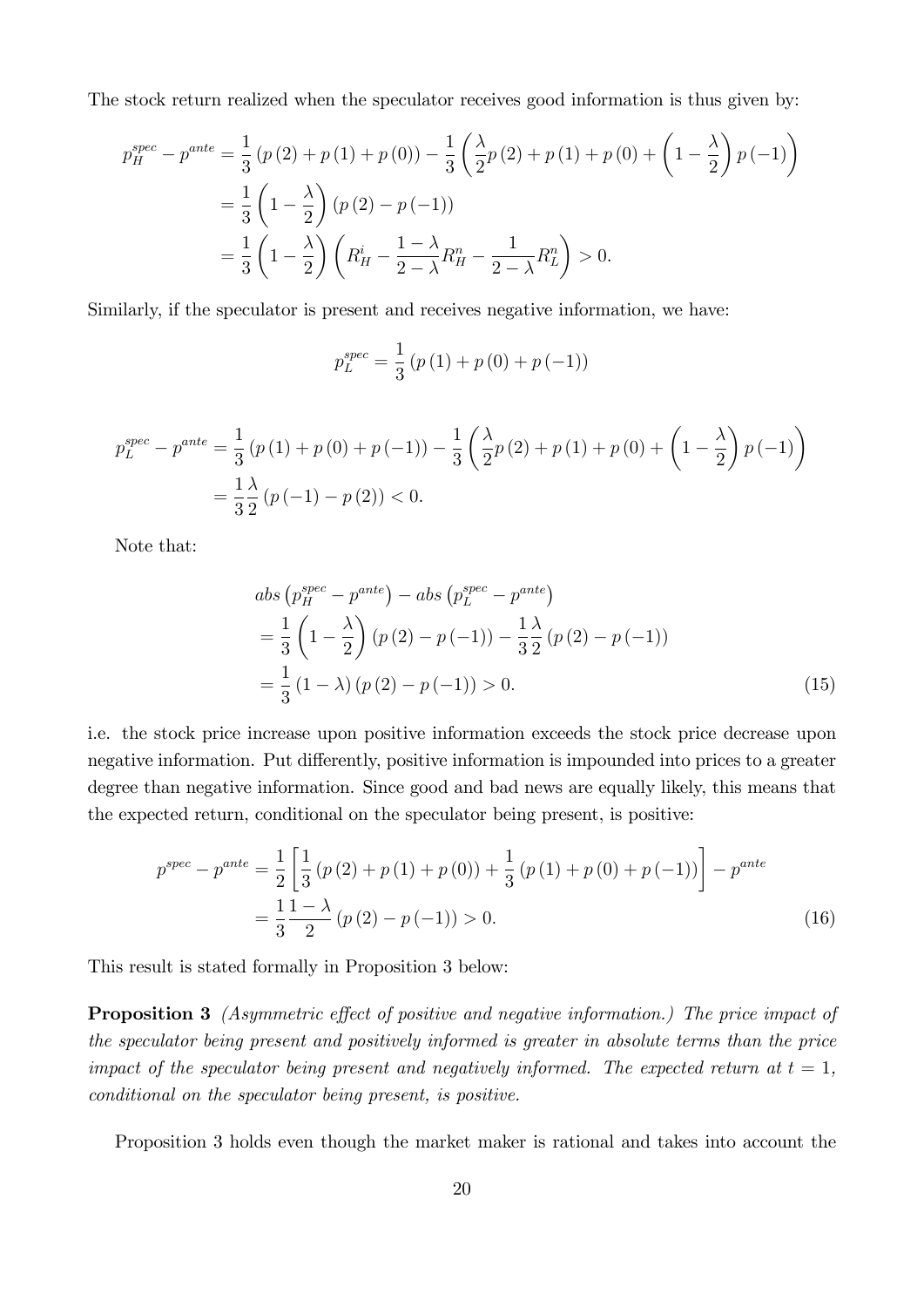The stock return realized when the speculator receives good information is thus given by:

$$
\begin{aligned}
p_H^{spec} - p^{ante} &= \frac{1}{3}\left(p\left(2\right) + p\left(1\right) + p\left(0\right)\right) - \frac{1}{3}\left(\frac{\lambda}{2}p\left(2\right) + p\left(1\right) + p\left(0\right) + \left(1 - \frac{\lambda}{2}\right)p\left(-1\right)\right) \\
&= \frac{1}{3}\left(1 - \frac{\lambda}{2}\right)\left(p\left(2\right) - p\left(-1\right)\right) \\
&= \frac{1}{3}\left(1 - \frac{\lambda}{2}\right)\left(R_H^i - \frac{1-\lambda}{2-\lambda}R_H^n - \frac{1}{2-\lambda}R_L^n\right) > 0.
\end{aligned}
$$

Similarly, if the speculator is present and receives negative information, we have:

$$
p_L^{spec} = \frac{1}{3}\left(p\left(1\right) + p\left(0\right) + p\left(-1\right)\right)
$$

$$
\begin{aligned}
p_L^{spec} - p^{ante} &= \frac{1}{3}\left(p\left(1\right) + p\left(0\right) + p\left(-1\right)\right) - \frac{1}{3}\left(\frac{\lambda}{2}p\left(2\right) + p\left(1\right) + p\left(0\right) + \left(1 - \frac{\lambda}{2}\right)p\left(-1\right)\right) \\
&= \frac{1}{3}\frac{\lambda}{2}\left(p\left(-1\right) - p\left(2\right)\right) < 0.
\end{aligned}
$$

Note that:

$$
\begin{aligned}
& abs\left(p_H^{spec} - p^{ante}\right) - abs\left(p_L^{spec} - p^{ante}\right) \\
&= \frac{1}{3}\left(1 - \frac{\lambda}{2}\right)\left(p\left(2\right) - p\left(-1\right)\right) - \frac{1}{3}\frac{\lambda}{2}\left(p\left(2\right) - p\left(-1\right)\right) \\
&= \frac{1}{3}\left(1 - \lambda\right)\left(p\left(2\right) - p\left(-1\right)\right) > 0. \qquad (15)
\end{aligned}
$$

i.e. the stock price increase upon positive information exceeds the stock price decrease upon negative information. Put differently, positive information is impounded into prices to a greater degree than negative information. Since good and bad news are equally likely, this means that the expected return, conditional on the speculator being present, is positive:

$$
\begin{aligned}
p^{spec} - p^{ante} &= \frac{1}{2}\left[\frac{1}{3}\left(p\left(2\right) + p\left(1\right) + p\left(0\right)\right) + \frac{1}{3}\left(p\left(1\right) + p\left(0\right) + p\left(-1\right)\right)\right] - p^{ante} \\
&= \frac{1}{3}\frac{1-\lambda}{2}\left(p\left(2\right) - p\left(-1\right)\right) > 0. \qquad (16)
\end{aligned}
$$

This result is stated formally in Proposition 3 below:

**Proposition 3** *(Asymmetric effect of positive and negative information.) The price impact of the speculator being present and positively informed is greater in absolute terms than the price impact of the speculator being present and negatively informed. The expected return at $t = 1$, conditional on the speculator being present, is positive.*

Proposition 3 holds even though the market maker is rational and takes into account the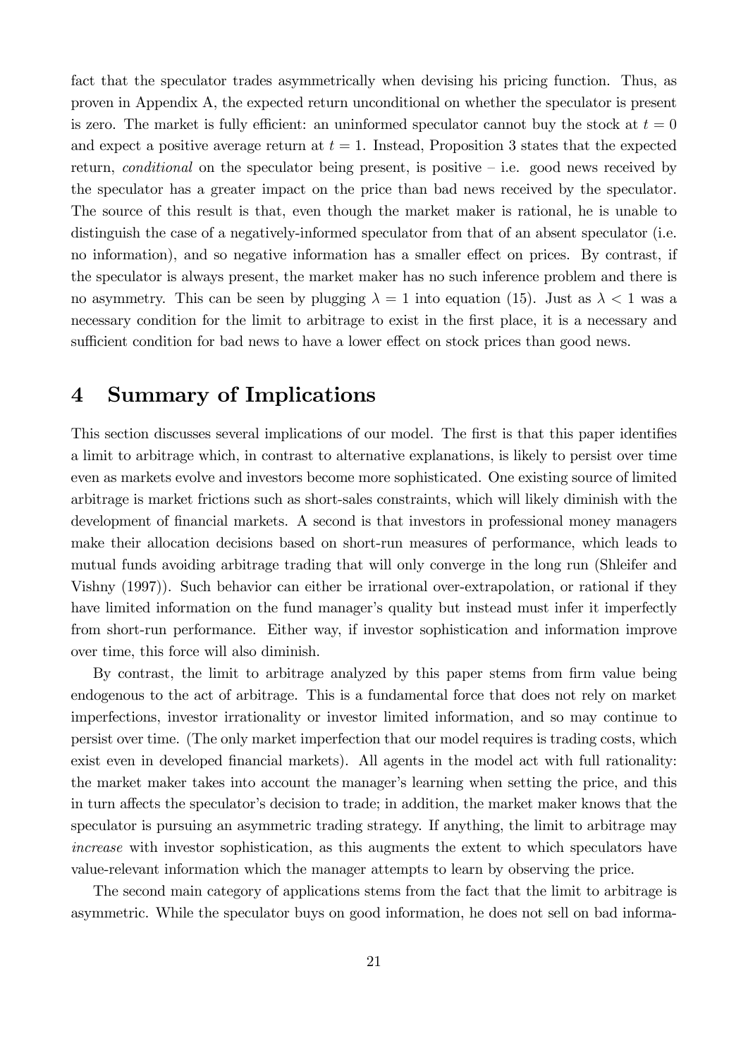fact that the speculator trades asymmetrically when devising his pricing function. Thus, as proven in Appendix A, the expected return unconditional on whether the speculator is present is zero. The market is fully efficient: an uninformed speculator cannot buy the stock at $t = 0$ and expect a positive average return at $t = 1$. Instead, Proposition 3 states that the expected return, *conditional* on the speculator being present, is positive – i.e. good news received by the speculator has a greater impact on the price than bad news received by the speculator. The source of this result is that, even though the market maker is rational, he is unable to distinguish the case of a negatively-informed speculator from that of an absent speculator (i.e. no information), and so negative information has a smaller effect on prices. By contrast, if the speculator is always present, the market maker has no such inference problem and there is no asymmetry. This can be seen by plugging $\lambda = 1$ into equation (15). Just as $\lambda < 1$ was a necessary condition for the limit to arbitrage to exist in the first place, it is a necessary and sufficient condition for bad news to have a lower effect on stock prices than good news.

# 4 Summary of Implications

This section discusses several implications of our model. The first is that this paper identifies a limit to arbitrage which, in contrast to alternative explanations, is likely to persist over time even as markets evolve and investors become more sophisticated. One existing source of limited arbitrage is market frictions such as short-sales constraints, which will likely diminish with the development of financial markets. A second is that investors in professional money managers make their allocation decisions based on short-run measures of performance, which leads to mutual funds avoiding arbitrage trading that will only converge in the long run (Shleifer and Vishny (1997)). Such behavior can either be irrational over-extrapolation, or rational if they have limited information on the fund manager's quality but instead must infer it imperfectly from short-run performance. Either way, if investor sophistication and information improve over time, this force will also diminish.

By contrast, the limit to arbitrage analyzed by this paper stems from firm value being endogenous to the act of arbitrage. This is a fundamental force that does not rely on market imperfections, investor irrationality or investor limited information, and so may continue to persist over time. (The only market imperfection that our model requires is trading costs, which exist even in developed financial markets). All agents in the model act with full rationality: the market maker takes into account the manager's learning when setting the price, and this in turn affects the speculator's decision to trade; in addition, the market maker knows that the speculator is pursuing an asymmetric trading strategy. If anything, the limit to arbitrage may *increase* with investor sophistication, as this augments the extent to which speculators have value-relevant information which the manager attempts to learn by observing the price.

The second main category of applications stems from the fact that the limit to arbitrage is asymmetric. While the speculator buys on good information, he does not sell on bad informa-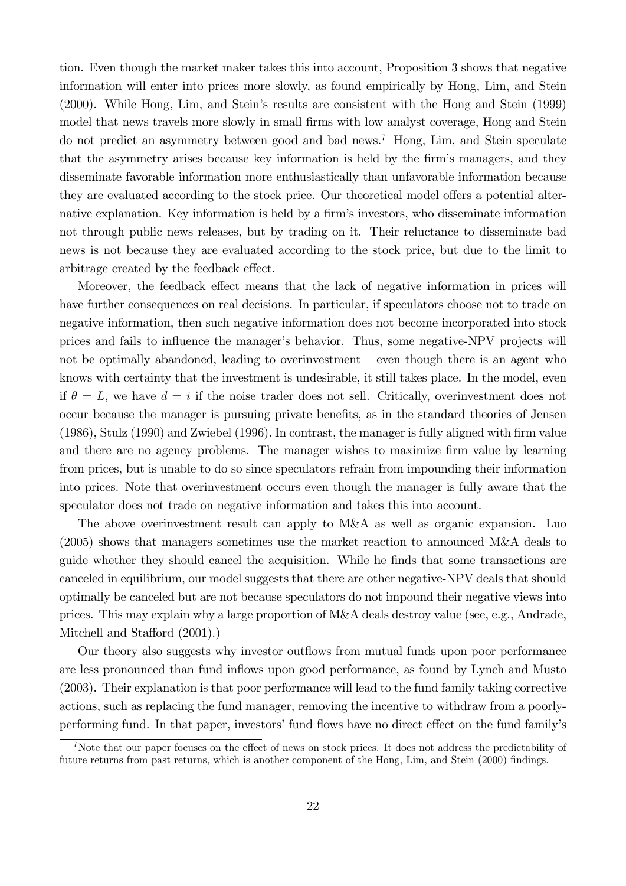tion. Even though the market maker takes this into account, Proposition 3 shows that negative information will enter into prices more slowly, as found empirically by Hong, Lim, and Stein (2000). While Hong, Lim, and Stein's results are consistent with the Hong and Stein (1999) model that news travels more slowly in small firms with low analyst coverage, Hong and Stein do not predict an asymmetry between good and bad news.[7] Hong, Lim, and Stein speculate that the asymmetry arises because key information is held by the firm's managers, and they disseminate favorable information more enthusiastically than unfavorable information because they are evaluated according to the stock price. Our theoretical model offers a potential alternative explanation. Key information is held by a firm's investors, who disseminate information not through public news releases, but by trading on it. Their reluctance to disseminate bad news is not because they are evaluated according to the stock price, but due to the limit to arbitrage created by the feedback effect.

Moreover, the feedback effect means that the lack of negative information in prices will have further consequences on real decisions. In particular, if speculators choose not to trade on negative information, then such negative information does not become incorporated into stock prices and fails to influence the manager's behavior. Thus, some negative-NPV projects will not be optimally abandoned, leading to overinvestment – even though there is an agent who knows with certainty that the investment is undesirable, it still takes place. In the model, even if $\theta = L$, we have $d = i$ if the noise trader does not sell. Critically, overinvestment does not occur because the manager is pursuing private benefits, as in the standard theories of Jensen (1986), Stulz (1990) and Zwiebel (1996). In contrast, the manager is fully aligned with firm value and there are no agency problems. The manager wishes to maximize firm value by learning from prices, but is unable to do so since speculators refrain from impounding their information into prices. Note that overinvestment occurs even though the manager is fully aware that the speculator does not trade on negative information and takes this into account.

The above overinvestment result can apply to M&A as well as organic expansion. Luo (2005) shows that managers sometimes use the market reaction to announced M&A deals to guide whether they should cancel the acquisition. While he finds that some transactions are canceled in equilibrium, our model suggests that there are other negative-NPV deals that should optimally be canceled but are not because speculators do not impound their negative views into prices. This may explain why a large proportion of M&A deals destroy value (see, e.g., Andrade, Mitchell and Stafford (2001).)

Our theory also suggests why investor outflows from mutual funds upon poor performance are less pronounced than fund inflows upon good performance, as found by Lynch and Musto (2003). Their explanation is that poor performance will lead to the fund family taking corrective actions, such as replacing the fund manager, removing the incentive to withdraw from a poorly-performing fund. In that paper, investors' fund flows have no direct effect on the fund family's

[7] Note that our paper focuses on the effect of news on stock prices. It does not address the predictability of future returns from past returns, which is another component of the Hong, Lim, and Stein (2000) findings.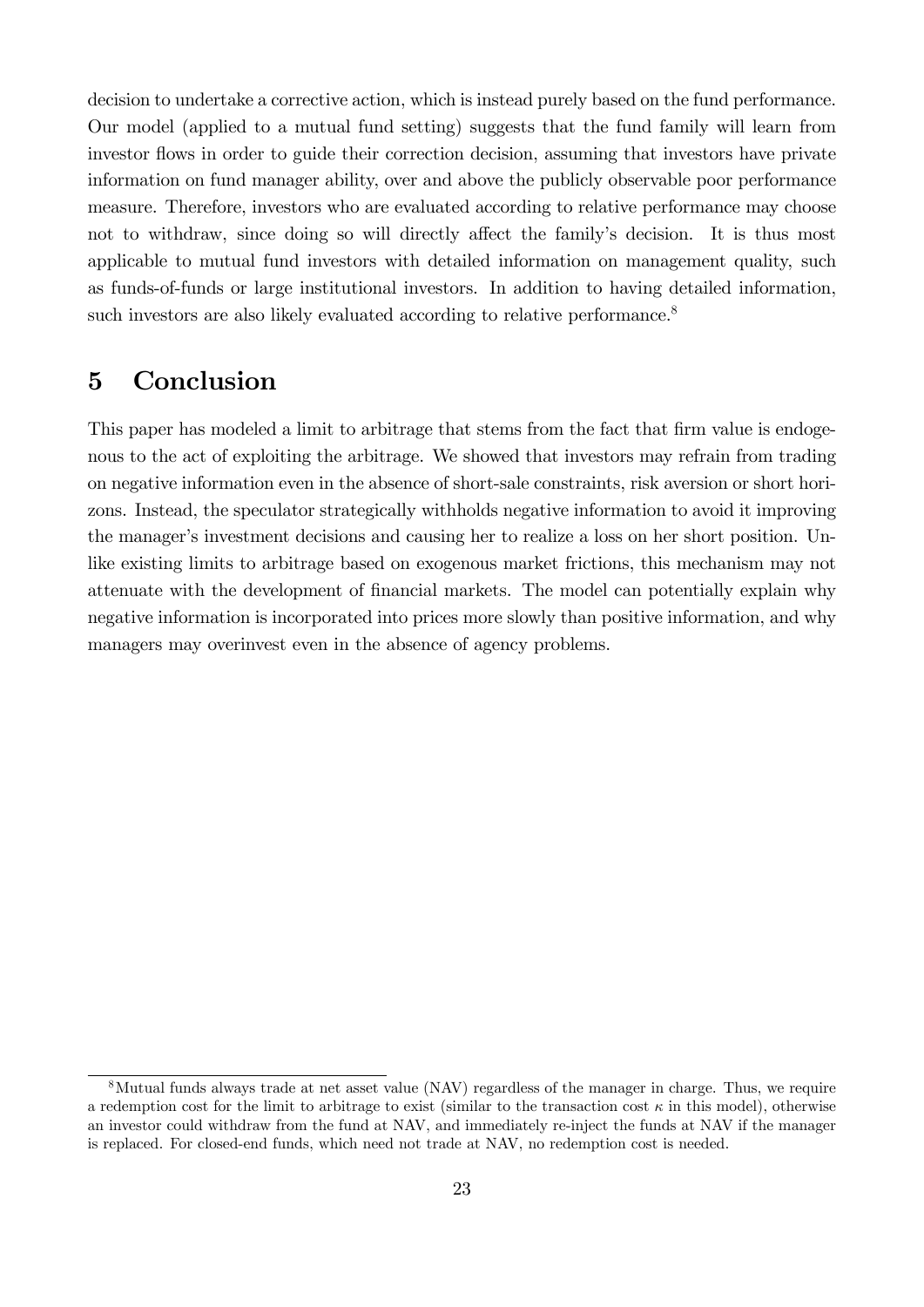decision to undertake a corrective action, which is instead purely based on the fund performance. Our model (applied to a mutual fund setting) suggests that the fund family will learn from investor flows in order to guide their correction decision, assuming that investors have private information on fund manager ability, over and above the publicly observable poor performance measure. Therefore, investors who are evaluated according to relative performance may choose not to withdraw, since doing so will directly affect the family's decision. It is thus most applicable to mutual fund investors with detailed information on management quality, such as funds-of-funds or large institutional investors. In addition to having detailed information, such investors are also likely evaluated according to relative performance.[8]

# 5 Conclusion

This paper has modeled a limit to arbitrage that stems from the fact that firm value is endogenous to the act of exploiting the arbitrage. We showed that investors may refrain from trading on negative information even in the absence of short-sale constraints, risk aversion or short horizons. Instead, the speculator strategically withholds negative information to avoid it improving the manager's investment decisions and causing her to realize a loss on her short position. Unlike existing limits to arbitrage based on exogenous market frictions, this mechanism may not attenuate with the development of financial markets. The model can potentially explain why negative information is incorporated into prices more slowly than positive information, and why managers may overinvest even in the absence of agency problems.

---

[8] Mutual funds always trade at net asset value (NAV) regardless of the manager in charge. Thus, we require a redemption cost for the limit to arbitrage to exist (similar to the transaction cost $\kappa$ in this model), otherwise an investor could withdraw from the fund at NAV, and immediately re-inject the funds at NAV if the manager is replaced. For closed-end funds, which need not trade at NAV, no redemption cost is needed.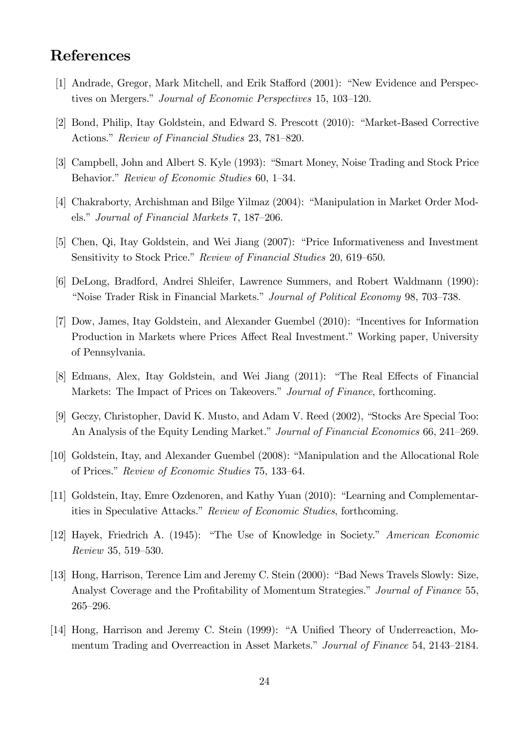# References

[1] Andrade, Gregor, Mark Mitchell, and Erik Stafford (2001): "New Evidence and Perspectives on Mergers." *Journal of Economic Perspectives* 15, 103–120.

[2] Bond, Philip, Itay Goldstein, and Edward S. Prescott (2010): "Market-Based Corrective Actions." *Review of Financial Studies* 23, 781–820.

[3] Campbell, John and Albert S. Kyle (1993): "Smart Money, Noise Trading and Stock Price Behavior." *Review of Economic Studies* 60, 1–34.

[4] Chakraborty, Archishman and Bilge Yilmaz (2004): "Manipulation in Market Order Models." *Journal of Financial Markets* 7, 187–206.

[5] Chen, Qi, Itay Goldstein, and Wei Jiang (2007): "Price Informativeness and Investment Sensitivity to Stock Price." *Review of Financial Studies* 20, 619–650.

[6] DeLong, Bradford, Andrei Shleifer, Lawrence Summers, and Robert Waldmann (1990): "Noise Trader Risk in Financial Markets." *Journal of Political Economy* 98, 703–738.

[7] Dow, James, Itay Goldstein, and Alexander Guembel (2010): "Incentives for Information Production in Markets where Prices Affect Real Investment." Working paper, University of Pennsylvania.

[8] Edmans, Alex, Itay Goldstein, and Wei Jiang (2011): "The Real Effects of Financial Markets: The Impact of Prices on Takeovers." *Journal of Finance*, forthcoming.

[9] Geczy, Christopher, David K. Musto, and Adam V. Reed (2002), "Stocks Are Special Too: An Analysis of the Equity Lending Market." *Journal of Financial Economics* 66, 241–269.

[10] Goldstein, Itay, and Alexander Guembel (2008): "Manipulation and the Allocational Role of Prices." *Review of Economic Studies* 75, 133–64.

[11] Goldstein, Itay, Emre Ozdenoren, and Kathy Yuan (2010): "Learning and Complementarities in Speculative Attacks." *Review of Economic Studies*, forthcoming.

[12] Hayek, Friedrich A. (1945): "The Use of Knowledge in Society." *American Economic Review* 35, 519–530.

[13] Hong, Harrison, Terence Lim and Jeremy C. Stein (2000): "Bad News Travels Slowly: Size, Analyst Coverage and the Profitability of Momentum Strategies." *Journal of Finance* 55, 265–296.

[14] Hong, Harrison and Jeremy C. Stein (1999): "A Unified Theory of Underreaction, Momentum Trading and Overreaction in Asset Markets." *Journal of Finance* 54, 2143–2184.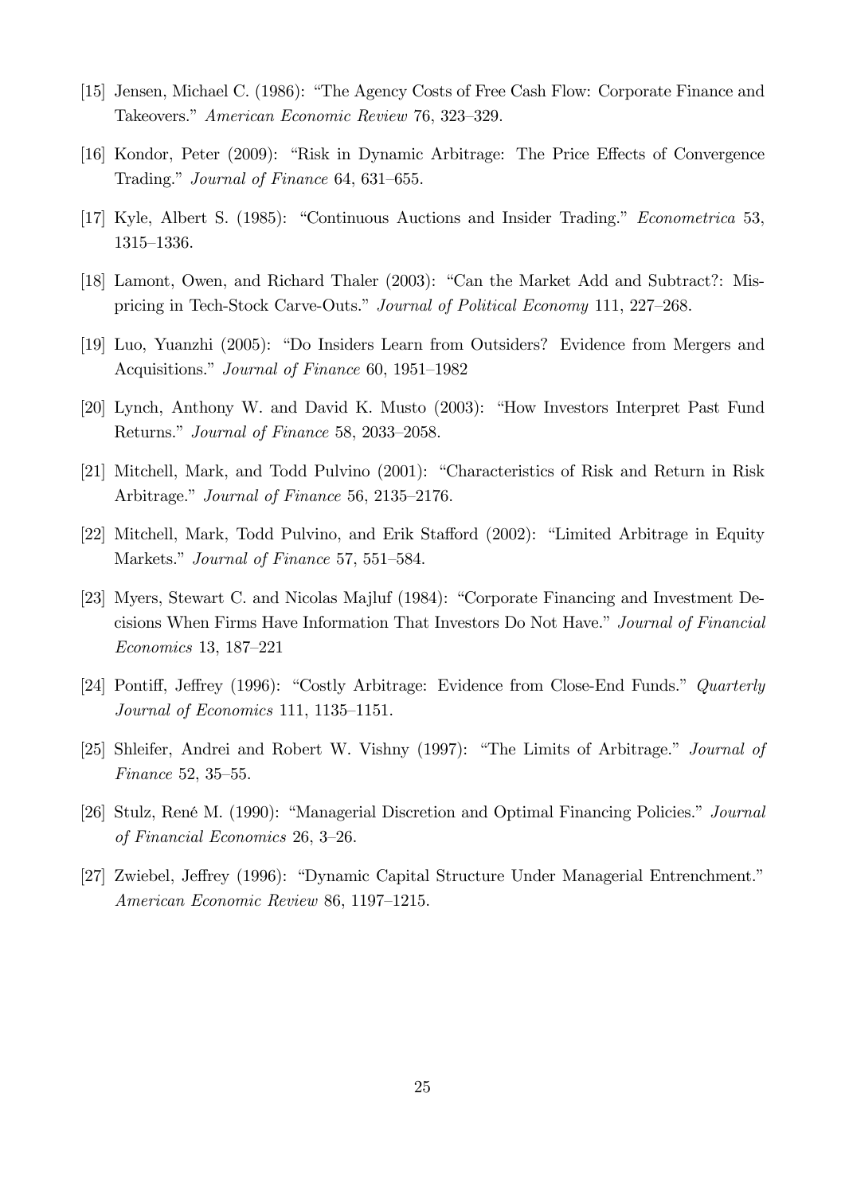[15] Jensen, Michael C. (1986): "The Agency Costs of Free Cash Flow: Corporate Finance and Takeovers." *American Economic Review* 76, 323–329.

[16] Kondor, Peter (2009): "Risk in Dynamic Arbitrage: The Price Effects of Convergence Trading." *Journal of Finance* 64, 631–655.

[17] Kyle, Albert S. (1985): "Continuous Auctions and Insider Trading." *Econometrica* 53, 1315–1336.

[18] Lamont, Owen, and Richard Thaler (2003): "Can the Market Add and Subtract?: Mispricing in Tech-Stock Carve-Outs." *Journal of Political Economy* 111, 227–268.

[19] Luo, Yuanzhi (2005): "Do Insiders Learn from Outsiders? Evidence from Mergers and Acquisitions." *Journal of Finance* 60, 1951–1982

[20] Lynch, Anthony W. and David K. Musto (2003): "How Investors Interpret Past Fund Returns." *Journal of Finance* 58, 2033–2058.

[21] Mitchell, Mark, and Todd Pulvino (2001): "Characteristics of Risk and Return in Risk Arbitrage." *Journal of Finance* 56, 2135–2176.

[22] Mitchell, Mark, Todd Pulvino, and Erik Stafford (2002): "Limited Arbitrage in Equity Markets." *Journal of Finance* 57, 551–584.

[23] Myers, Stewart C. and Nicolas Majluf (1984): "Corporate Financing and Investment Decisions When Firms Have Information That Investors Do Not Have." *Journal of Financial Economics* 13, 187–221

[24] Pontiff, Jeffrey (1996): "Costly Arbitrage: Evidence from Close-End Funds." *Quarterly Journal of Economics* 111, 1135–1151.

[25] Shleifer, Andrei and Robert W. Vishny (1997): "The Limits of Arbitrage." *Journal of Finance* 52, 35–55.

[26] Stulz, René M. (1990): "Managerial Discretion and Optimal Financing Policies." *Journal of Financial Economics* 26, 3–26.

[27] Zwiebel, Jeffrey (1996): "Dynamic Capital Structure Under Managerial Entrenchment." *American Economic Review* 86, 1197–1215.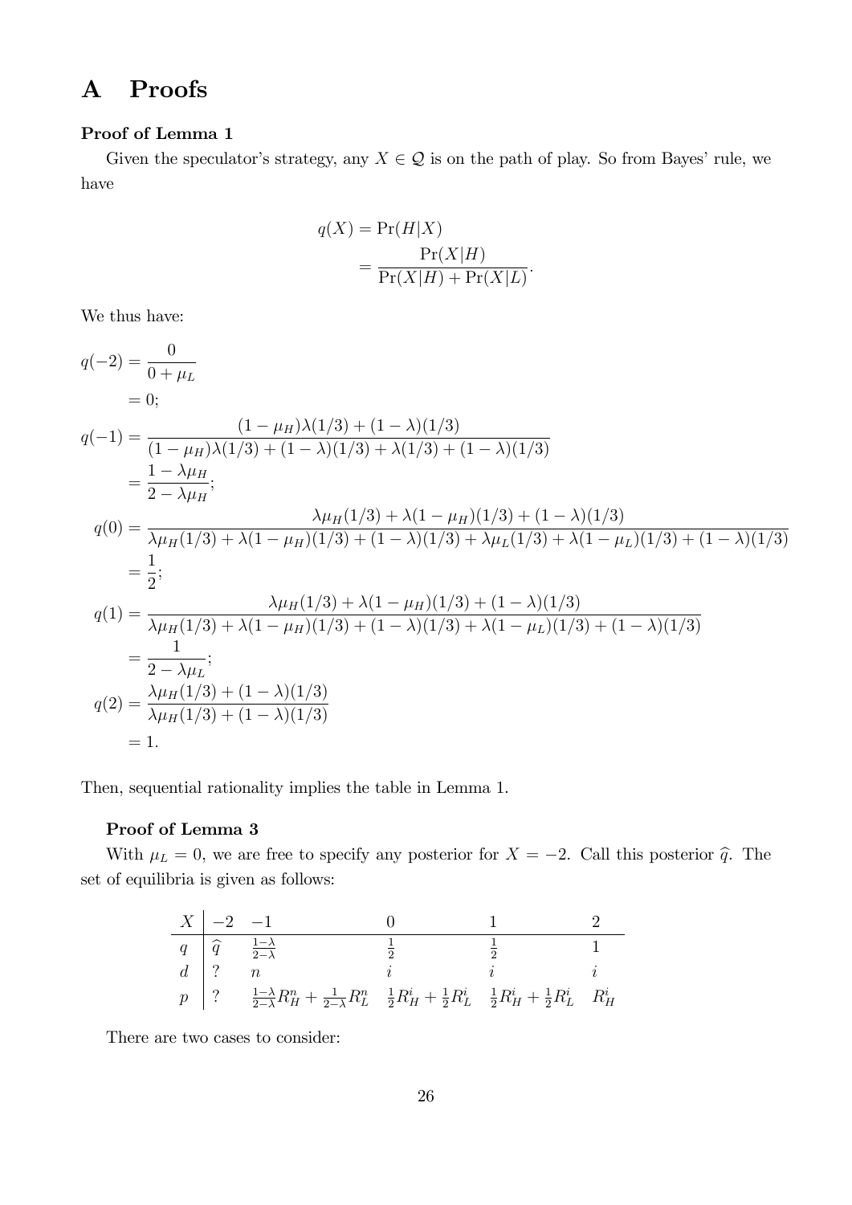# A Proofs

**Proof of Lemma 1**

Given the speculator's strategy, any $X \in \mathcal{Q}$ is on the path of play. So from Bayes' rule, we have

$$
\begin{aligned}
q(X) &= \Pr(H|X) \\
&= \frac{\Pr(X|H)}{\Pr(X|H) + \Pr(X|L)}.
\end{aligned}
$$

We thus have:

$$
\begin{aligned}
q(-2) &= \frac{0}{0 + \mu_L} \\
&= 0; \\
q(-1) &= \frac{(1-\mu_H)\lambda(1/3) + (1-\lambda)(1/3)}{(1-\mu_H)\lambda(1/3) + (1-\lambda)(1/3) + \lambda(1/3) + (1-\lambda)(1/3)} \\
&= \frac{1-\lambda\mu_H}{2-\lambda\mu_H}; \\
q(0) &= \frac{\lambda\mu_H(1/3) + \lambda(1-\mu_H)(1/3) + (1-\lambda)(1/3)}{\lambda\mu_H(1/3) + \lambda(1-\mu_H)(1/3) + (1-\lambda)(1/3) + \lambda\mu_L(1/3) + \lambda(1-\mu_L)(1/3) + (1-\lambda)(1/3)} \\
&= \frac{1}{2}; \\
q(1) &= \frac{\lambda\mu_H(1/3) + \lambda(1-\mu_H)(1/3) + (1-\lambda)(1/3)}{\lambda\mu_H(1/3) + \lambda(1-\mu_H)(1/3) + (1-\lambda)(1/3) + \lambda(1-\mu_L)(1/3) + (1-\lambda)(1/3)} \\
&= \frac{1}{2-\lambda\mu_L}; \\
q(2) &= \frac{\lambda\mu_H(1/3) + (1-\lambda)(1/3)}{\lambda\mu_H(1/3) + (1-\lambda)(1/3)} \\
&= 1.
\end{aligned}
$$

Then, sequential rationality implies the table in Lemma 1.

**Proof of Lemma 3**

With $\mu_L = 0$, we are free to specify any posterior for $X = -2$. Call this posterior $\widehat{q}$. The set of equilibria is given as follows:

| $X$ | $-2$ | $-1$ | $0$ | $1$ | $2$ |
|---|---|---|---|---|---|
| $q$ | $\widehat{q}$ | $\frac{1-\lambda}{2-\lambda}$ | $\frac{1}{2}$ | $\frac{1}{2}$ | $1$ |
| $d$ | ? | $n$ | $i$ | $i$ | $i$ |
| $p$ | ? | $\frac{1-\lambda}{2-\lambda}R_H^n + \frac{1}{2-\lambda}R_L^n$ | $\frac{1}{2}R_H^i + \frac{1}{2}R_L^i$ | $\frac{1}{2}R_H^i + \frac{1}{2}R_L^i$ | $R_H^i$ |

There are two cases to consider: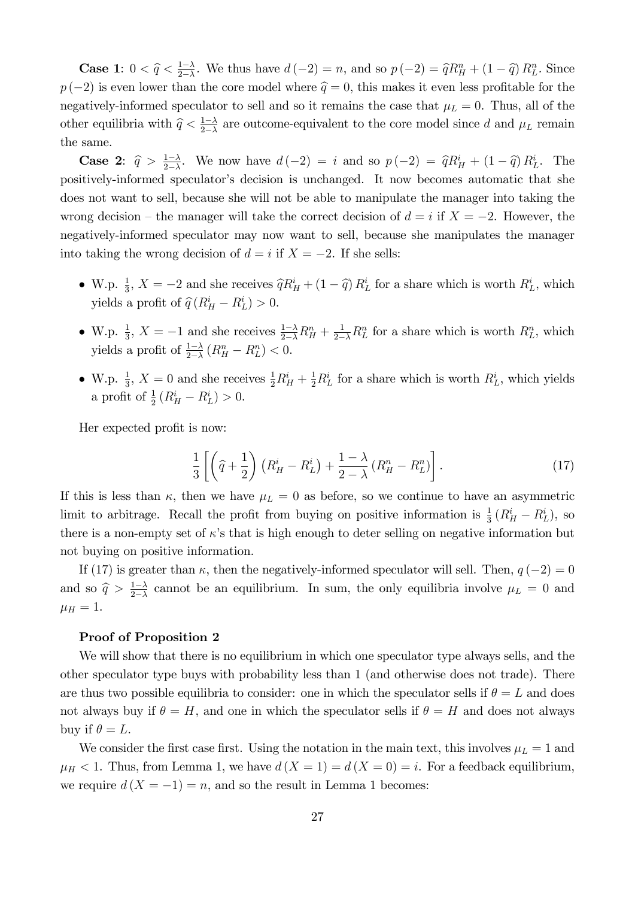**Case 1**: $0 < \widehat{q} < \frac{1-\lambda}{2-\lambda}$. We thus have $d(-2) = n$, and so $p(-2) = \widehat{q}R_H^n + (1-\widehat{q})R_L^n$. Since $p(-2)$ is even lower than the core model where $\widehat{q} = 0$, this makes it even less profitable for the negatively-informed speculator to sell and so it remains the case that $\mu_L = 0$. Thus, all of the other equilibria with $\widehat{q} < \frac{1-\lambda}{2-\lambda}$ are outcome-equivalent to the core model since $d$ and $\mu_L$ remain the same.

**Case 2**: $\widehat{q} > \frac{1-\lambda}{2-\lambda}$. We now have $d(-2) = i$ and so $p(-2) = \widehat{q}R_H^i + (1-\widehat{q})R_L^i$. The positively-informed speculator's decision is unchanged. It now becomes automatic that she does not want to sell, because she will not be able to manipulate the manager into taking the wrong decision – the manager will take the correct decision of $d = i$ if $X = -2$. However, the negatively-informed speculator may now want to sell, because she manipulates the manager into taking the wrong decision of $d = i$ if $X = -2$. If she sells:

- W.p. $\frac{1}{3}$, $X = -2$ and she receives $\widehat{q}R_H^i + (1-\widehat{q})R_L^i$ for a share which is worth $R_L^i$, which yields a profit of $\widehat{q}(R_H^i - R_L^i) > 0$.
- W.p. $\frac{1}{3}$, $X = -1$ and she receives $\frac{1-\lambda}{2-\lambda}R_H^n + \frac{1}{2-\lambda}R_L^n$ for a share which is worth $R_L^n$, which yields a profit of $\frac{1-\lambda}{2-\lambda}(R_H^n - R_L^n) < 0$.
- W.p. $\frac{1}{3}$, $X = 0$ and she receives $\frac{1}{2}R_H^i + \frac{1}{2}R_L^i$ for a share which is worth $R_L^i$, which yields a profit of $\frac{1}{2}(R_H^i - R_L^i) > 0$.

Her expected profit is now:

$$\frac{1}{3}\left[\left(\widehat{q} + \frac{1}{2}\right)\left(R_H^i - R_L^i\right) + \frac{1-\lambda}{2-\lambda}\left(R_H^n - R_L^n\right)\right]. \tag{17}$$

If this is less than $\kappa$, then we have $\mu_L = 0$ as before, so we continue to have an asymmetric limit to arbitrage. Recall the profit from buying on positive information is $\frac{1}{3}(R_H^i - R_L^i)$, so there is a non-empty set of $\kappa$'s that is high enough to deter selling on negative information but not buying on positive information.

If (17) is greater than $\kappa$, then the negatively-informed speculator will sell. Then, $q(-2) = 0$ and so $\widehat{q} > \frac{1-\lambda}{2-\lambda}$ cannot be an equilibrium. In sum, the only equilibria involve $\mu_L = 0$ and $\mu_H = 1$.

**Proof of Proposition 2**

We will show that there is no equilibrium in which one speculator type always sells, and the other speculator type buys with probability less than 1 (and otherwise does not trade). There are thus two possible equilibria to consider: one in which the speculator sells if $\theta = L$ and does not always buy if $\theta = H$, and one in which the speculator sells if $\theta = H$ and does not always buy if $\theta = L$.

We consider the first case first. Using the notation in the main text, this involves $\mu_L = 1$ and $\mu_H < 1$. Thus, from Lemma 1, we have $d(X = 1) = d(X = 0) = i$. For a feedback equilibrium, we require $d(X = -1) = n$, and so the result in Lemma 1 becomes: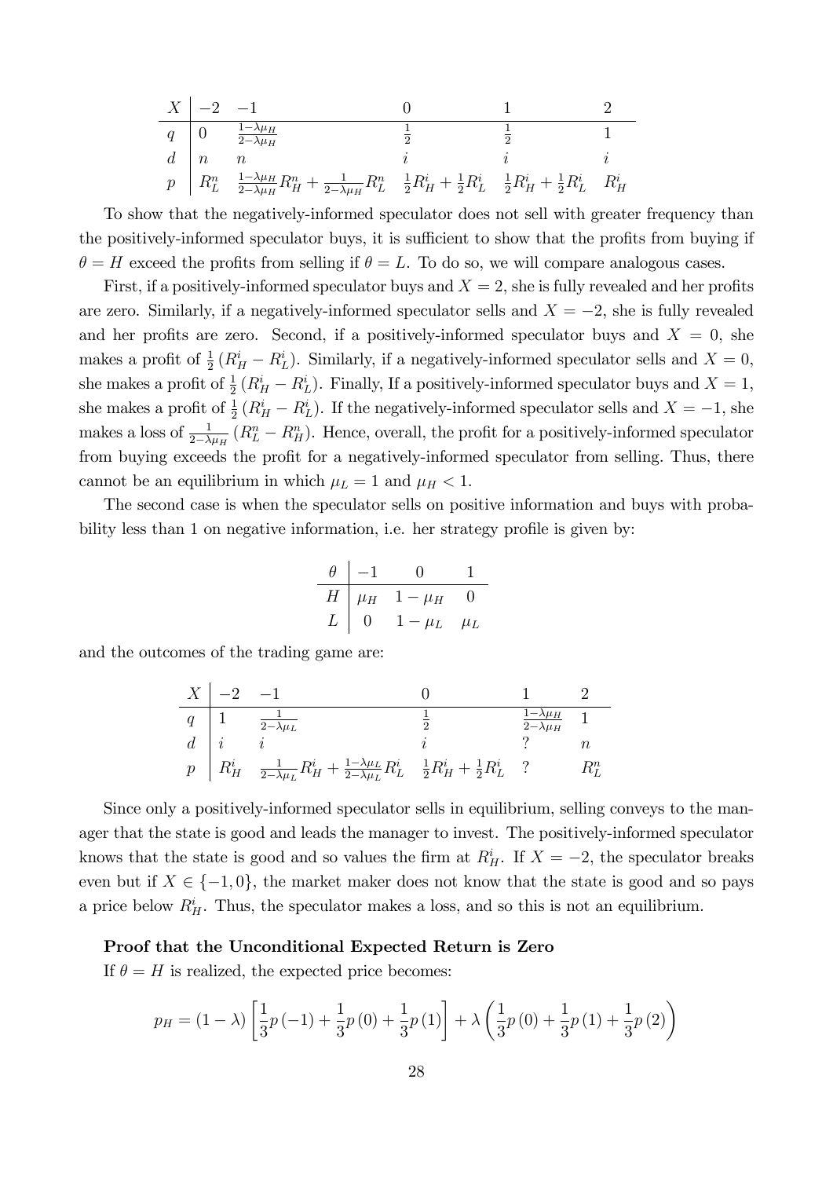| $X$ | $-2$ | $-1$ | $0$ | $1$ | $2$ |
|---|---|---|---|---|---|
| $q$ | $0$ | $\frac{1-\lambda\mu_H}{2-\lambda\mu_H}$ | $\frac{1}{2}$ | $\frac{1}{2}$ | $1$ |
| $d$ | $n$ | $n$ | $i$ | $i$ | $i$ |
| $p$ | $R_L^n$ | $\frac{1-\lambda\mu_H}{2-\lambda\mu_H}R_H^n + \frac{1}{2-\lambda\mu_H}R_L^n$ | $\frac{1}{2}R_H^i + \frac{1}{2}R_L^i$ | $\frac{1}{2}R_H^i + \frac{1}{2}R_L^i$ | $R_H^i$ |

To show that the negatively-informed speculator does not sell with greater frequency than the positively-informed speculator buys, it is sufficient to show that the profits from buying if $\theta = H$ exceed the profits from selling if $\theta = L$. To do so, we will compare analogous cases.

First, if a positively-informed speculator buys and $X = 2$, she is fully revealed and her profits are zero. Similarly, if a negatively-informed speculator sells and $X = -2$, she is fully revealed and her profits are zero. Second, if a positively-informed speculator buys and $X = 0$, she makes a profit of $\frac{1}{2}\left(R_H^i - R_L^i\right)$. Similarly, if a negatively-informed speculator sells and $X = 0$, she makes a profit of $\frac{1}{2}\left(R_H^i - R_L^i\right)$. Finally, If a positively-informed speculator buys and $X = 1$, she makes a profit of $\frac{1}{2}\left(R_H^i - R_L^i\right)$. If the negatively-informed speculator sells and $X = -1$, she makes a loss of $\frac{1}{2-\lambda\mu_H}\left(R_L^n - R_H^n\right)$. Hence, overall, the profit for a positively-informed speculator from buying exceeds the profit for a negatively-informed speculator from selling. Thus, there cannot be an equilibrium in which $\mu_L = 1$ and $\mu_H < 1$.

The second case is when the speculator sells on positive information and buys with probability less than 1 on negative information, i.e. her strategy profile is given by:

| $\theta$ | $-1$ | $0$ | $1$ |
|---|---|---|---|
| $H$ | $\mu_H$ | $1-\mu_H$ | $0$ |
| $L$ | $0$ | $1-\mu_L$ | $\mu_L$ |

and the outcomes of the trading game are:

| $X$ | $-2$ | $-1$ | $0$ | $1$ | $2$ |
|---|---|---|---|---|---|
| $q$ | $1$ | $\frac{1}{2-\lambda\mu_L}$ | $\frac{1}{2}$ | $\frac{1-\lambda\mu_H}{2-\lambda\mu_H}$ | $1$ |
| $d$ | $i$ | $i$ | $i$ | $?$ | $n$ |
| $p$ | $R_H^i$ | $\frac{1}{2-\lambda\mu_L}R_H^i + \frac{1-\lambda\mu_L}{2-\lambda\mu_L}R_L^i$ | $\frac{1}{2}R_H^i + \frac{1}{2}R_L^i$ | $?$ | $R_L^n$ |

Since only a positively-informed speculator sells in equilibrium, selling conveys to the manager that the state is good and leads the manager to invest. The positively-informed speculator knows that the state is good and so values the firm at $R_H^i$. If $X = -2$, the speculator breaks even but if $X \in \{-1, 0\}$, the market maker does not know that the state is good and so pays a price below $R_H^i$. Thus, the speculator makes a loss, and so this is not an equilibrium.

**Proof that the Unconditional Expected Return is Zero**

If $\theta = H$ is realized, the expected price becomes:

$$p_H = (1-\lambda)\left[\frac{1}{3}p(-1) + \frac{1}{3}p(0) + \frac{1}{3}p(1)\right] + \lambda\left(\frac{1}{3}p(0) + \frac{1}{3}p(1) + \frac{1}{3}p(2)\right)$$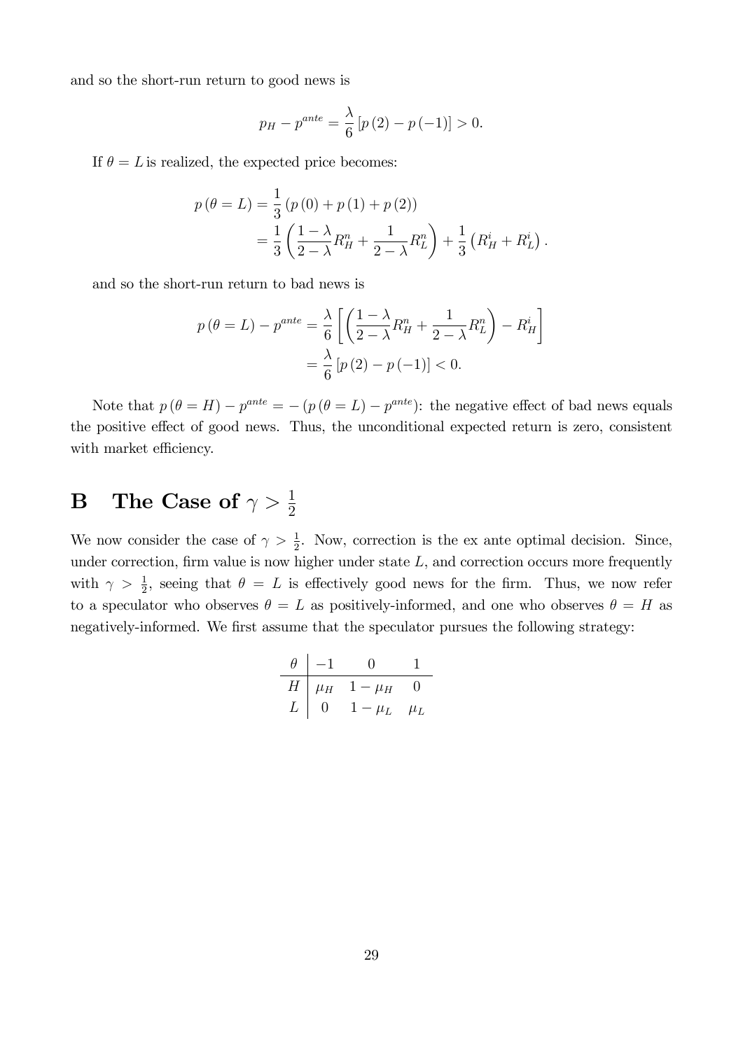and so the short-run return to good news is

$$p_H - p^{ante} = \frac{\lambda}{6}\left[p(2) - p(-1)\right] > 0.$$

If $\theta = L$ is realized, the expected price becomes:

$$\begin{aligned} p(\theta = L) &= \frac{1}{3}\left(p(0) + p(1) + p(2)\right) \\ &= \frac{1}{3}\left(\frac{1-\lambda}{2-\lambda}R_H^n + \frac{1}{2-\lambda}R_L^n\right) + \frac{1}{3}\left(R_H^i + R_L^i\right). \end{aligned}$$

and so the short-run return to bad news is

$$\begin{aligned} p(\theta = L) - p^{ante} &= \frac{\lambda}{6}\left[\left(\frac{1-\lambda}{2-\lambda}R_H^n + \frac{1}{2-\lambda}R_L^n\right) - R_H^i\right] \\ &= \frac{\lambda}{6}\left[p(2) - p(-1)\right] < 0. \end{aligned}$$

Note that $p(\theta = H) - p^{ante} = -\left(p(\theta = L) - p^{ante}\right)$: the negative effect of bad news equals the positive effect of good news. Thus, the unconditional expected return is zero, consistent with market efficiency.

# B The Case of $\gamma > \frac{1}{2}$

We now consider the case of $\gamma > \frac{1}{2}$. Now, correction is the ex ante optimal decision. Since, under correction, firm value is now higher under state $L$, and correction occurs more frequently with $\gamma > \frac{1}{2}$, seeing that $\theta = L$ is effectively good news for the firm. Thus, we now refer to a speculator who observes $\theta = L$ as positively-informed, and one who observes $\theta = H$ as negatively-informed. We first assume that the speculator pursues the following strategy:

| $\theta$ | $-1$ | $0$ | $1$ |
|---|---|---|---|
| $H$ | $\mu_H$ | $1-\mu_H$ | $0$ |
| $L$ | $0$ | $1-\mu_L$ | $\mu_L$ |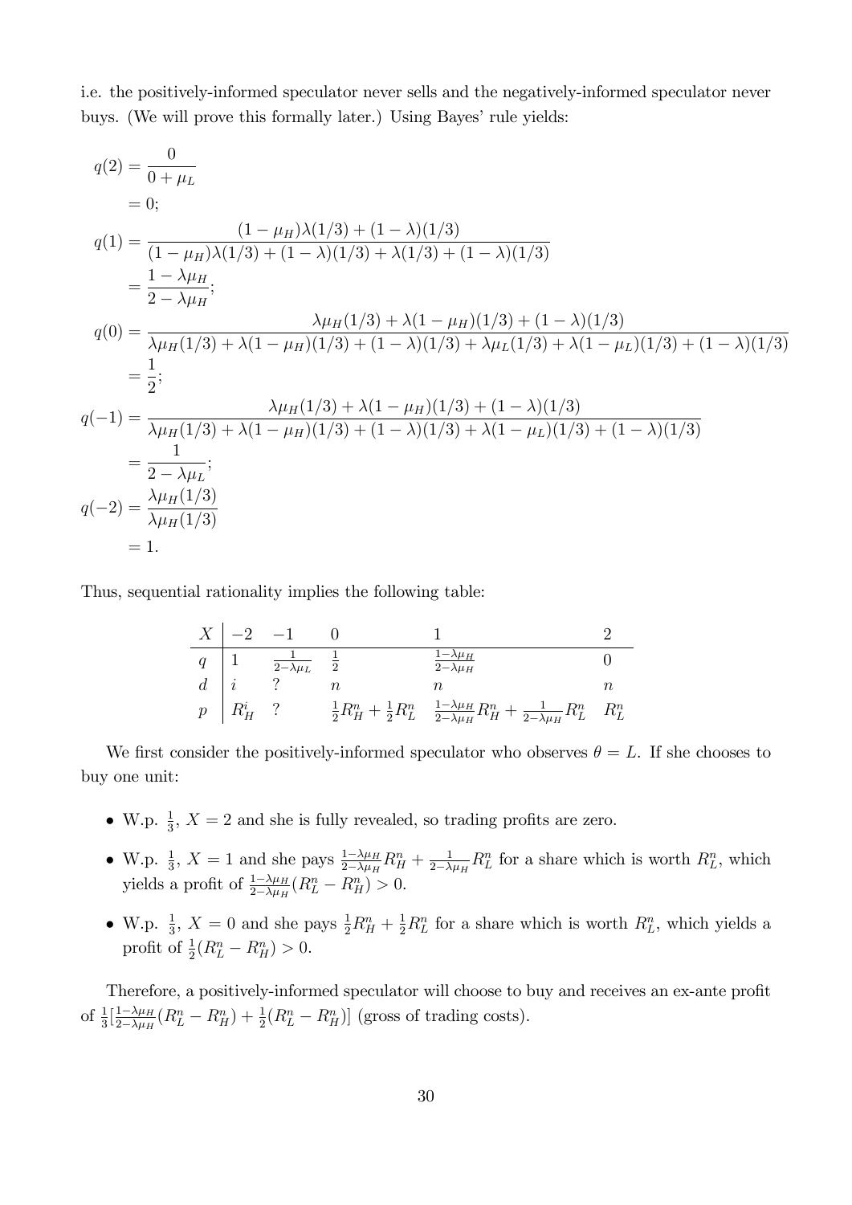i.e. the positively-informed speculator never sells and the negatively-informed speculator never buys. (We will prove this formally later.) Using Bayes' rule yields:

$$
\begin{aligned}
q(2) &= \frac{0}{0+\mu_L} \\
&= 0; \\
q(1) &= \frac{(1-\mu_H)\lambda(1/3)+(1-\lambda)(1/3)}{(1-\mu_H)\lambda(1/3)+(1-\lambda)(1/3)+\lambda(1/3)+(1-\lambda)(1/3)} \\
&= \frac{1-\lambda\mu_H}{2-\lambda\mu_H}; \\
q(0) &= \frac{\lambda\mu_H(1/3)+\lambda(1-\mu_H)(1/3)+(1-\lambda)(1/3)}{\lambda\mu_H(1/3)+\lambda(1-\mu_H)(1/3)+(1-\lambda)(1/3)+\lambda\mu_L(1/3)+\lambda(1-\mu_L)(1/3)+(1-\lambda)(1/3)} \\
&= \frac{1}{2}; \\
q(-1) &= \frac{\lambda\mu_H(1/3)+\lambda(1-\mu_H)(1/3)+(1-\lambda)(1/3)}{\lambda\mu_H(1/3)+\lambda(1-\mu_H)(1/3)+(1-\lambda)(1/3)+\lambda(1-\mu_L)(1/3)+(1-\lambda)(1/3)} \\
&= \frac{1}{2-\lambda\mu_L}; \\
q(-2) &= \frac{\lambda\mu_H(1/3)}{\lambda\mu_H(1/3)} \\
&= 1.
\end{aligned}
$$

Thus, sequential rationality implies the following table:

| $X$ | $-2$ | $-1$ | $0$ | $1$ | $2$ |
|---|---|---|---|---|---|
| $q$ | $1$ | $\frac{1}{2-\lambda\mu_L}$ | $\frac{1}{2}$ | $\frac{1-\lambda\mu_H}{2-\lambda\mu_H}$ | $0$ |
| $d$ | $i$ | $?$ | $n$ | $n$ | $n$ |
| $p$ | $R_H^i$ | $?$ | $\frac{1}{2}R_H^n+\frac{1}{2}R_L^n$ | $\frac{1-\lambda\mu_H}{2-\lambda\mu_H}R_H^n+\frac{1}{2-\lambda\mu_H}R_L^n$ | $R_L^n$ |

We first consider the positively-informed speculator who observes $\theta = L$. If she chooses to buy one unit:

- W.p. $\frac{1}{3}$, $X = 2$ and she is fully revealed, so trading profits are zero.
- W.p. $\frac{1}{3}$, $X = 1$ and she pays $\frac{1-\lambda\mu_H}{2-\lambda\mu_H}R_H^n + \frac{1}{2-\lambda\mu_H}R_L^n$ for a share which is worth $R_L^n$, which yields a profit of $\frac{1-\lambda\mu_H}{2-\lambda\mu_H}(R_L^n - R_H^n) > 0$.
- W.p. $\frac{1}{3}$, $X = 0$ and she pays $\frac{1}{2}R_H^n + \frac{1}{2}R_L^n$ for a share which is worth $R_L^n$, which yields a profit of $\frac{1}{2}(R_L^n - R_H^n) > 0$.

Therefore, a positively-informed speculator will choose to buy and receives an ex-ante profit of $\frac{1}{3}[\frac{1-\lambda\mu_H}{2-\lambda\mu_H}(R_L^n - R_H^n) + \frac{1}{2}(R_L^n - R_H^n)]$ (gross of trading costs).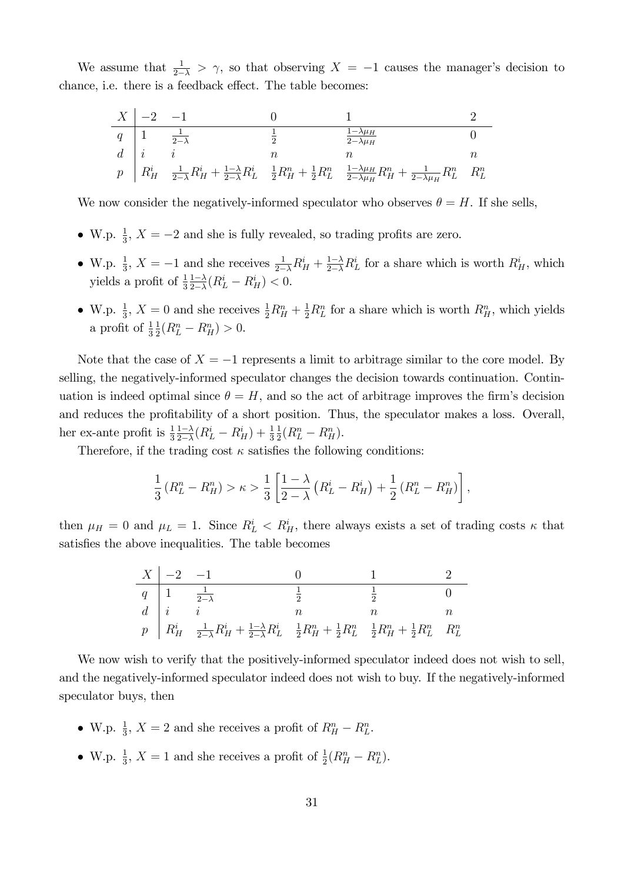We assume that $\frac{1}{2-\lambda} > \gamma$, so that observing $X = -1$ causes the manager's decision to chance, i.e. there is a feedback effect. The table becomes:

| $X$ | $-2$ | $-1$ | $0$ | $1$ | $2$ |
|---|---|---|---|---|---|
| $q$ | $1$ | $\frac{1}{2-\lambda}$ | $\frac{1}{2}$ | $\frac{1-\lambda\mu_H}{2-\lambda\mu_H}$ | $0$ |
| $d$ | $i$ | $i$ | $n$ | $n$ | $n$ |
| $p$ | $R_H^i$ | $\frac{1}{2-\lambda}R_H^i + \frac{1-\lambda}{2-\lambda}R_L^i$ | $\frac{1}{2}R_H^n + \frac{1}{2}R_L^n$ | $\frac{1-\lambda\mu_H}{2-\lambda\mu_H}R_H^n + \frac{1}{2-\lambda\mu_H}R_L^n$ | $R_L^n$ |

We now consider the negatively-informed speculator who observes $\theta = H$. If she sells,

- W.p. $\frac{1}{3}$, $X = -2$ and she is fully revealed, so trading profits are zero.
- W.p. $\frac{1}{3}$, $X = -1$ and she receives $\frac{1}{2-\lambda}R_H^i + \frac{1-\lambda}{2-\lambda}R_L^i$ for a share which is worth $R_H^i$, which yields a profit of $\frac{1}{3}\frac{1-\lambda}{2-\lambda}(R_L^i - R_H^i) < 0$.
- W.p. $\frac{1}{3}$, $X = 0$ and she receives $\frac{1}{2}R_H^n + \frac{1}{2}R_L^n$ for a share which is worth $R_H^n$, which yields a profit of $\frac{1}{3}\frac{1}{2}(R_L^n - R_H^n) > 0$.

Note that the case of $X = -1$ represents a limit to arbitrage similar to the core model. By selling, the negatively-informed speculator changes the decision towards continuation. Continuation is indeed optimal since $\theta = H$, and so the act of arbitrage improves the firm's decision and reduces the profitability of a short position. Thus, the speculator makes a loss. Overall, her ex-ante profit is $\frac{1}{3}\frac{1-\lambda}{2-\lambda}(R_L^i - R_H^i) + \frac{1}{3}\frac{1}{2}(R_L^n - R_H^n)$.

Therefore, if the trading cost $\kappa$ satisfies the following conditions:

$$\frac{1}{3}\left(R_L^n - R_H^n\right) > \kappa > \frac{1}{3}\left[\frac{1-\lambda}{2-\lambda}\left(R_L^i - R_H^i\right) + \frac{1}{2}\left(R_L^n - R_H^n\right)\right],$$

then $\mu_H = 0$ and $\mu_L = 1$. Since $R_L^i < R_H^i$, there always exists a set of trading costs $\kappa$ that satisfies the above inequalities. The table becomes

| $X$ | $-2$ | $-1$ | $0$ | $1$ | $2$ |
|---|---|---|---|---|---|
| $q$ | $1$ | $\frac{1}{2-\lambda}$ | $\frac{1}{2}$ | $\frac{1}{2}$ | $0$ |
| $d$ | $i$ | $i$ | $n$ | $n$ | $n$ |
| $p$ | $R_H^i$ | $\frac{1}{2-\lambda}R_H^i + \frac{1-\lambda}{2-\lambda}R_L^i$ | $\frac{1}{2}R_H^n + \frac{1}{2}R_L^n$ | $\frac{1}{2}R_H^n + \frac{1}{2}R_L^n$ | $R_L^n$ |

We now wish to verify that the positively-informed speculator indeed does not wish to sell, and the negatively-informed speculator indeed does not wish to buy. If the negatively-informed speculator buys, then

- W.p. $\frac{1}{3}$, $X = 2$ and she receives a profit of $R_H^n - R_L^n$.
- W.p. $\frac{1}{3}$, $X = 1$ and she receives a profit of $\frac{1}{2}(R_H^n - R_L^n)$.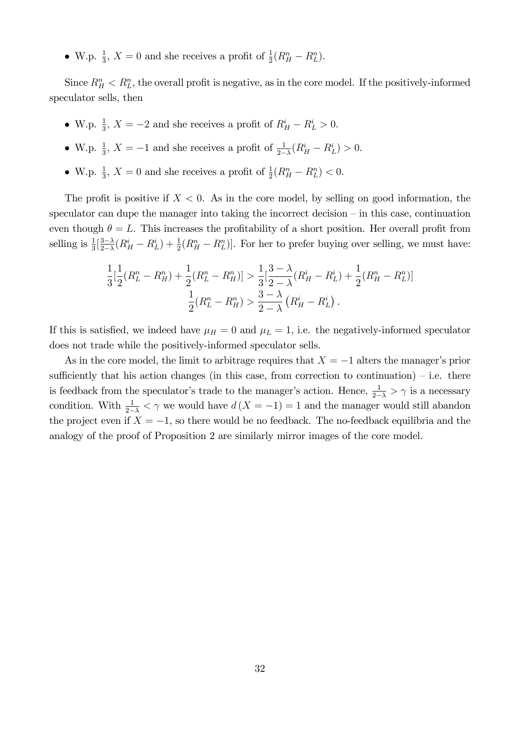- W.p. $\frac{1}{3}$, $X = 0$ and she receives a profit of $\frac{1}{2}(R_H^n - R_L^n)$.

Since $R_H^n < R_L^n$, the overall profit is negative, as in the core model. If the positively-informed speculator sells, then

- W.p. $\frac{1}{3}$, $X = -2$ and she receives a profit of $R_H^i - R_L^i > 0$.
- W.p. $\frac{1}{3}$, $X = -1$ and she receives a profit of $\frac{1}{2-\lambda}(R_H^i - R_L^i) > 0$.
- W.p. $\frac{1}{3}$, $X = 0$ and she receives a profit of $\frac{1}{2}(R_H^n - R_L^n) < 0$.

The profit is positive if $X < 0$. As in the core model, by selling on good information, the speculator can dupe the manager into taking the incorrect decision – in this case, continuation even though $\theta = L$. This increases the profitability of a short position. Her overall profit from selling is $\frac{1}{3}[\frac{3-\lambda}{2-\lambda}(R_H^i - R_L^i) + \frac{1}{2}(R_H^n - R_L^n)]$. For her to prefer buying over selling, we must have:

$$\frac{1}{3}[\frac{1}{2}(R_L^n - R_H^n) + \frac{1}{2}(R_L^n - R_H^n)] > \frac{1}{3}[\frac{3-\lambda}{2-\lambda}(R_H^i - R_L^i) + \frac{1}{2}(R_H^n - R_L^n)]$$
$$\frac{1}{2}(R_L^n - R_H^n) > \frac{3-\lambda}{2-\lambda}\left(R_H^i - R_L^i\right).$$

If this is satisfied, we indeed have $\mu_H = 0$ and $\mu_L = 1$, i.e. the negatively-informed speculator does not trade while the positively-informed speculator sells.

As in the core model, the limit to arbitrage requires that $X = -1$ alters the manager's prior sufficiently that his action changes (in this case, from correction to continuation) – i.e. there is feedback from the speculator's trade to the manager's action. Hence, $\frac{1}{2-\lambda} > \gamma$ is a necessary condition. With $\frac{1}{2-\lambda} < \gamma$ we would have $d(X = -1) = 1$ and the manager would still abandon the project even if $X = -1$, so there would be no feedback. The no-feedback equilibria and the analogy of the proof of Proposition 2 are similarly mirror images of the core model.